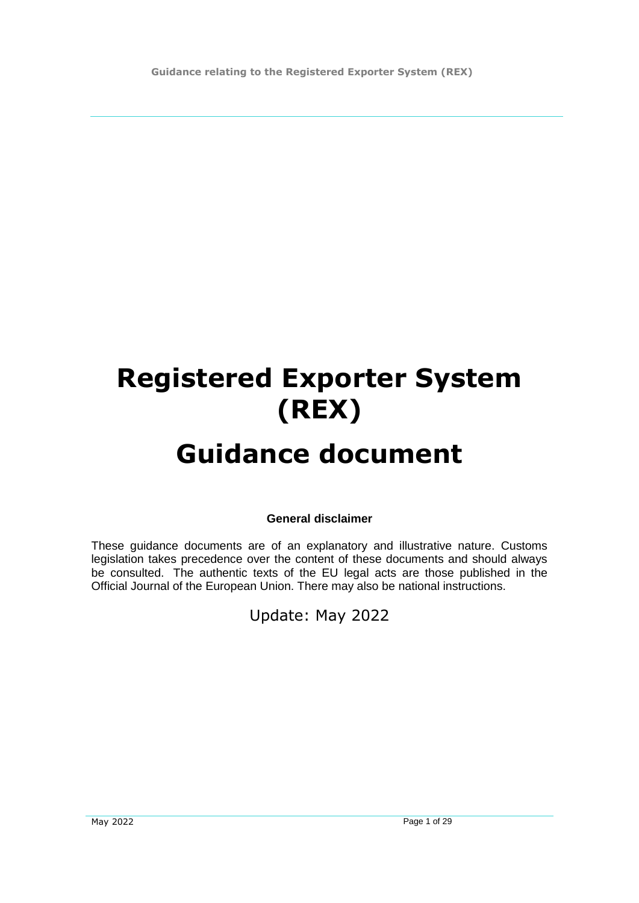# Registered Exporter System (REX)

# Guidance document

**General disclaimer**

These guidance documents are of an explanatory and illustrative nature. Customs legislation takes precedence over the content of these documents and should always be consulted. The authentic texts of the EU legal acts are those published in the Official Journal of the European Union. There may also be national instructions.

Update: May 2022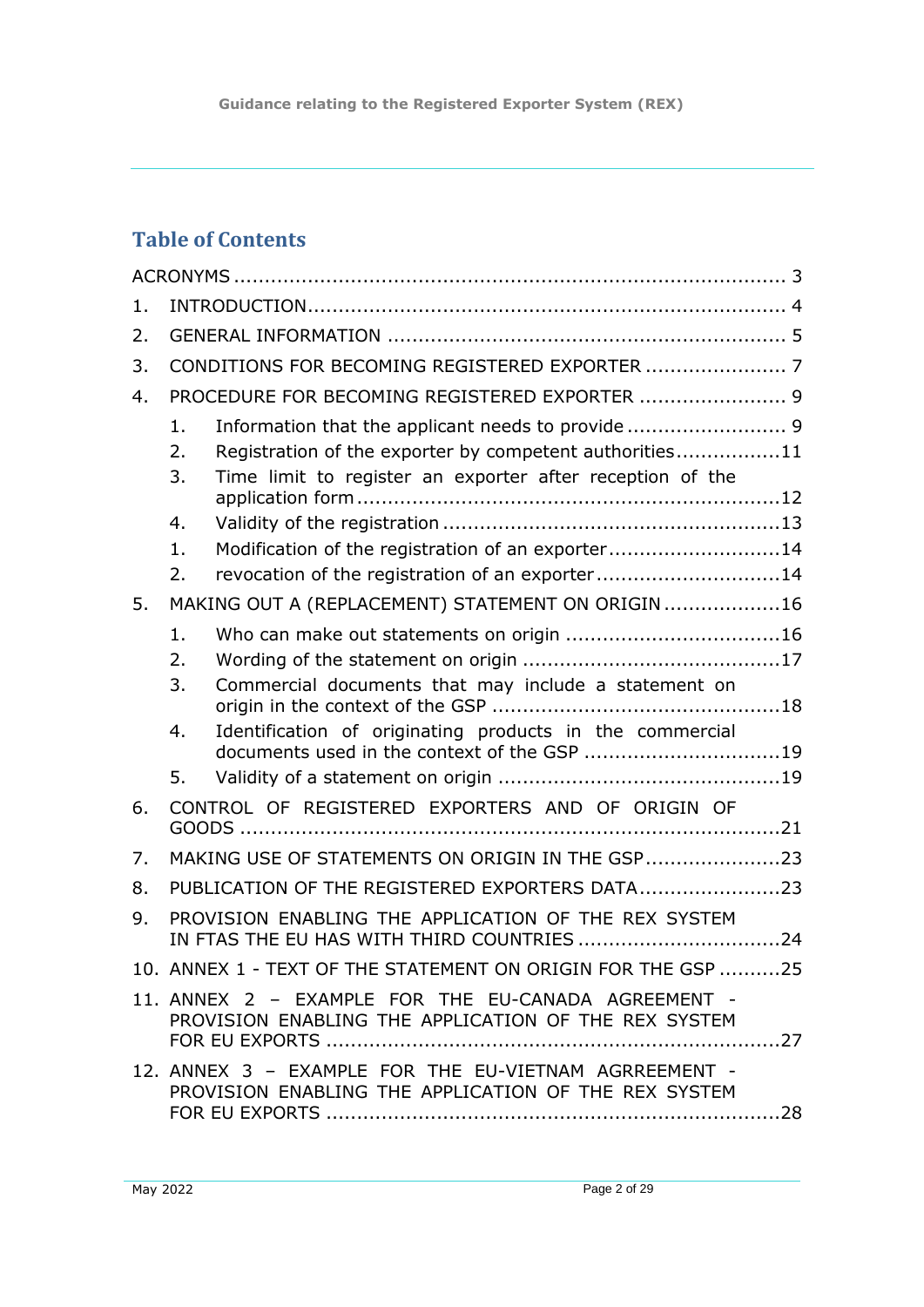## Table of Contents

ACRONYMS ........................................................................................ 3

1. INTRODUCTION............................................................................ 4
2. GENERAL INFORMATION ............................................................... 5
3. CONDITIONS FOR BECOMING REGISTERED EXPORTER ...................... 7
4. PROCEDURE FOR BECOMING REGISTERED EXPORTER ....................... 9
    1. Information that the applicant needs to provide .......................... 9
    2. Registration of the exporter by competent authorities.................11
    3. Time limit to register an exporter after reception of the application form ....................................................................12
    4. Validity of the registration ......................................................13
    1. Modification of the registration of an exporter............................14
    2. revocation of the registration of an exporter ..............................14
5. MAKING OUT A (REPLACEMENT) STATEMENT ON ORIGIN ...................16
    1. Who can make out statements on origin ...................................16
    2. Wording of the statement on origin ..........................................17
    3. Commercial documents that may include a statement on origin in the context of the GSP ...............................................18
    4. Identification of originating products in the commercial documents used in the context of the GSP ................................19
    5. Validity of a statement on origin .............................................19
6. CONTROL OF REGISTERED EXPORTERS AND OF ORIGIN OF GOODS ......................................................................................21
7. MAKING USE OF STATEMENTS ON ORIGIN IN THE GSP......................23
8. PUBLICATION OF THE REGISTERED EXPORTERS DATA.......................23
9. PROVISION ENABLING THE APPLICATION OF THE REX SYSTEM IN FTAS THE EU HAS WITH THIRD COUNTRIES .................................24
10. ANNEX 1 - TEXT OF THE STATEMENT ON ORIGIN FOR THE GSP ..........25
11. ANNEX 2 – EXAMPLE FOR THE EU-CANADA AGREEMENT - PROVISION ENABLING THE APPLICATION OF THE REX SYSTEM FOR EU EXPORTS .........................................................................27
12. ANNEX 3 – EXAMPLE FOR THE EU-VIETNAM AGRREEMENT - PROVISION ENABLING THE APPLICATION OF THE REX SYSTEM FOR EU EXPORTS .........................................................................28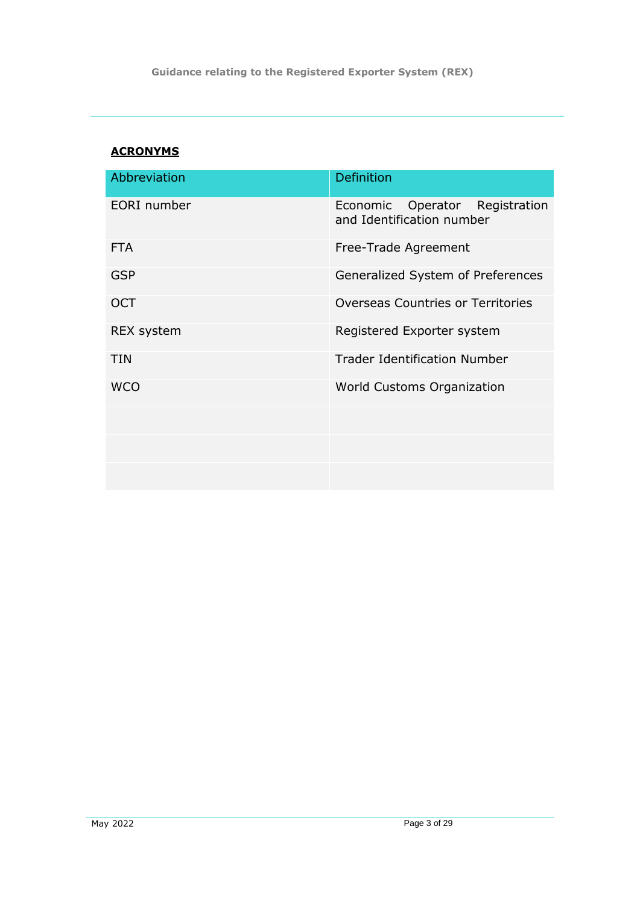## ACRONYMS

| Abbreviation | Definition |
|---|---|
| EORI number | Economic Operator Registration and Identification number |
| FTA | Free-Trade Agreement |
| GSP | Generalized System of Preferences |
| OCT | Overseas Countries or Territories |
| REX system | Registered Exporter system |
| TIN | Trader Identification Number |
| WCO | World Customs Organization |
| | |
| | |
| | |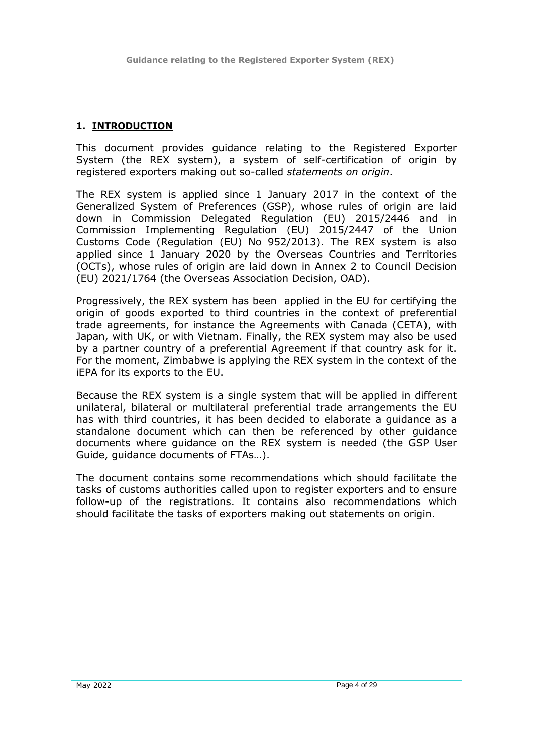## 1. INTRODUCTION

This document provides guidance relating to the Registered Exporter System (the REX system), a system of self-certification of origin by registered exporters making out so-called *statements on origin*.

The REX system is applied since 1 January 2017 in the context of the Generalized System of Preferences (GSP), whose rules of origin are laid down in Commission Delegated Regulation (EU) 2015/2446 and in Commission Implementing Regulation (EU) 2015/2447 of the Union Customs Code (Regulation (EU) No 952/2013). The REX system is also applied since 1 January 2020 by the Overseas Countries and Territories (OCTs), whose rules of origin are laid down in Annex 2 to Council Decision (EU) 2021/1764 (the Overseas Association Decision, OAD).

Progressively, the REX system has been applied in the EU for certifying the origin of goods exported to third countries in the context of preferential trade agreements, for instance the Agreements with Canada (CETA), with Japan, with UK, or with Vietnam. Finally, the REX system may also be used by a partner country of a preferential Agreement if that country ask for it. For the moment, Zimbabwe is applying the REX system in the context of the iEPA for its exports to the EU.

Because the REX system is a single system that will be applied in different unilateral, bilateral or multilateral preferential trade arrangements the EU has with third countries, it has been decided to elaborate a guidance as a standalone document which can then be referenced by other guidance documents where guidance on the REX system is needed (the GSP User Guide, guidance documents of FTAs…).

The document contains some recommendations which should facilitate the tasks of customs authorities called upon to register exporters and to ensure follow-up of the registrations. It contains also recommendations which should facilitate the tasks of exporters making out statements on origin.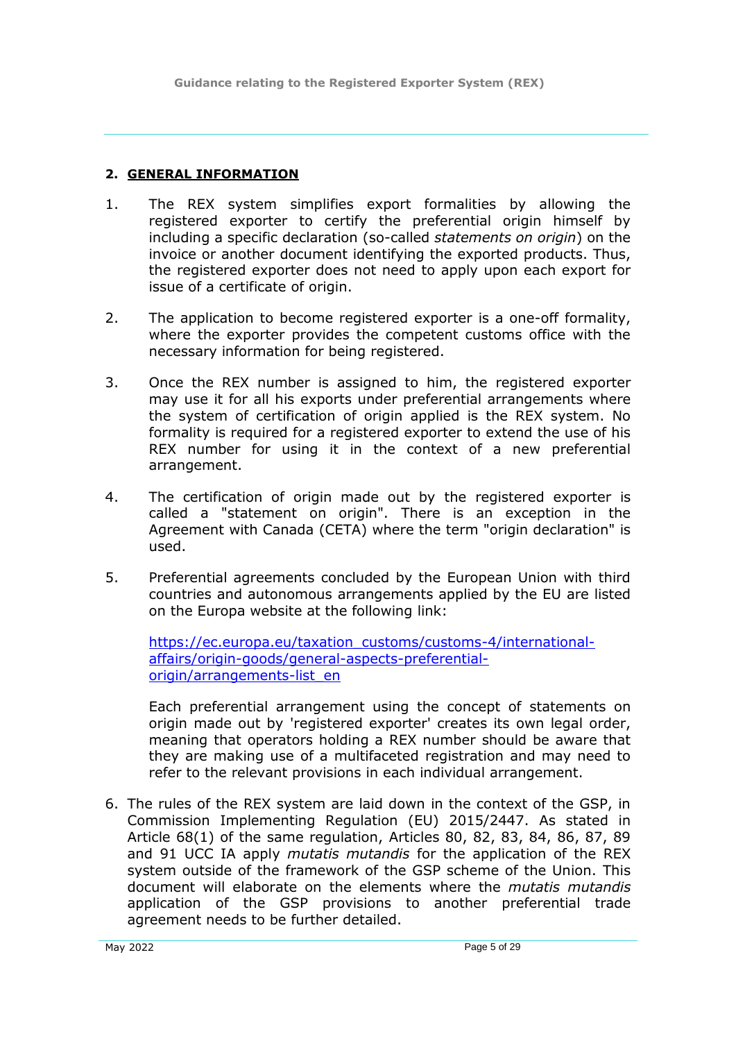## 2. GENERAL INFORMATION

1. The REX system simplifies export formalities by allowing the registered exporter to certify the preferential origin himself by including a specific declaration (so-called *statements on origin*) on the invoice or another document identifying the exported products. Thus, the registered exporter does not need to apply upon each export for issue of a certificate of origin.

2. The application to become registered exporter is a one-off formality, where the exporter provides the competent customs office with the necessary information for being registered.

3. Once the REX number is assigned to him, the registered exporter may use it for all his exports under preferential arrangements where the system of certification of origin applied is the REX system. No formality is required for a registered exporter to extend the use of his REX number for using it in the context of a new preferential arrangement.

4. The certification of origin made out by the registered exporter is called a "statement on origin". There is an exception in the Agreement with Canada (CETA) where the term "origin declaration" is used.

5. Preferential agreements concluded by the European Union with third countries and autonomous arrangements applied by the EU are listed on the Europa website at the following link:

   [https://ec.europa.eu/taxation_customs/customs-4/international-affairs/origin-goods/general-aspects-preferential-origin/arrangements-list_en](https://ec.europa.eu/taxation_customs/customs-4/international-affairs/origin-goods/general-aspects-preferential-origin/arrangements-list_en)

   Each preferential arrangement using the concept of statements on origin made out by 'registered exporter' creates its own legal order, meaning that operators holding a REX number should be aware that they are making use of a multifaceted registration and may need to refer to the relevant provisions in each individual arrangement.

6. The rules of the REX system are laid down in the context of the GSP, in Commission Implementing Regulation (EU) 2015/2447. As stated in Article 68(1) of the same regulation, Articles 80, 82, 83, 84, 86, 87, 89 and 91 UCC IA apply *mutatis mutandis* for the application of the REX system outside of the framework of the GSP scheme of the Union. This document will elaborate on the elements where the *mutatis mutandis* application of the GSP provisions to another preferential trade agreement needs to be further detailed.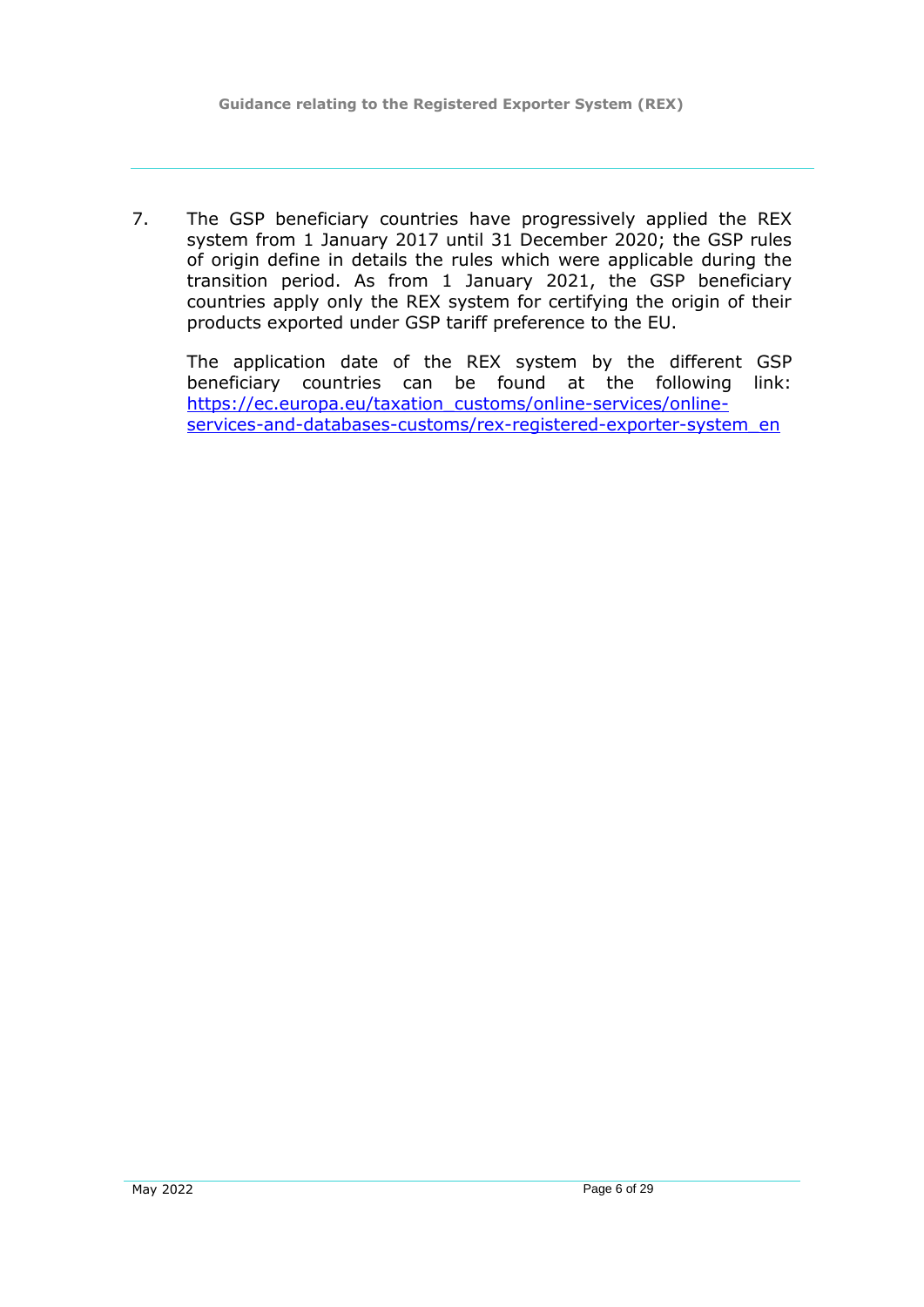7. The GSP beneficiary countries have progressively applied the REX system from 1 January 2017 until 31 December 2020; the GSP rules of origin define in details the rules which were applicable during the transition period. As from 1 January 2021, the GSP beneficiary countries apply only the REX system for certifying the origin of their products exported under GSP tariff preference to the EU.

   The application date of the REX system by the different GSP beneficiary countries can be found at the following link: [https://ec.europa.eu/taxation_customs/online-services/online-services-and-databases-customs/rex-registered-exporter-system_en](https://ec.europa.eu/taxation_customs/online-services/online-services-and-databases-customs/rex-registered-exporter-system_en)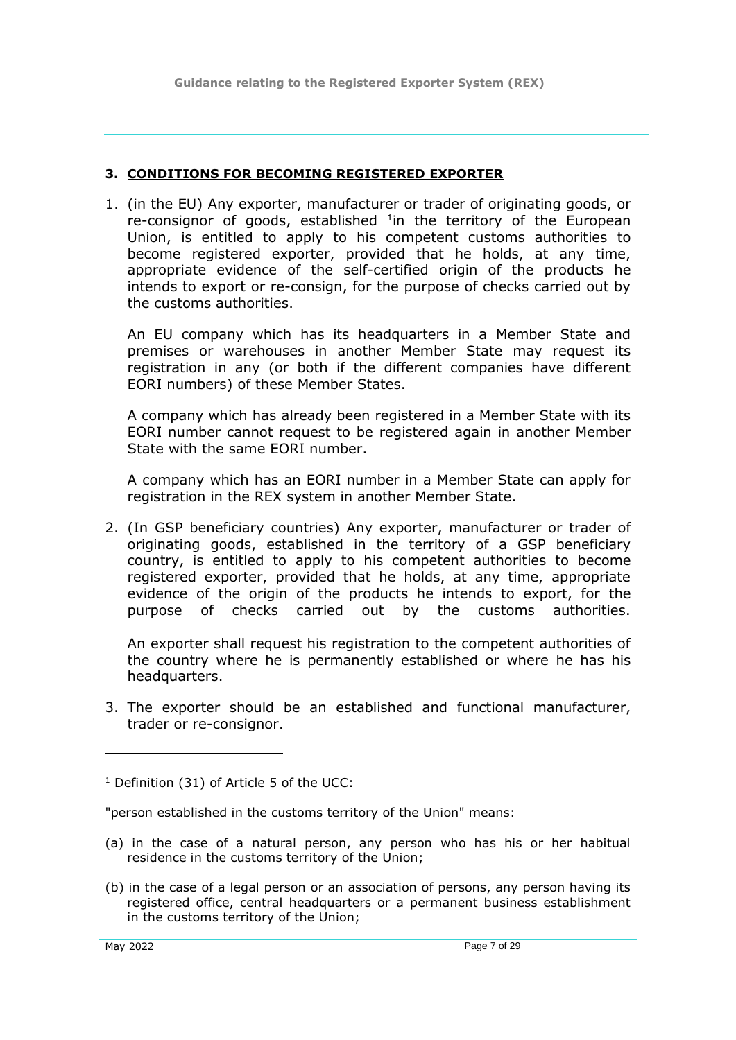## 3. CONDITIONS FOR BECOMING REGISTERED EXPORTER

1. (in the EU) Any exporter, manufacturer or trader of originating goods, or re-consignor of goods, established [1]in the territory of the European Union, is entitled to apply to his competent customs authorities to become registered exporter, provided that he holds, at any time, appropriate evidence of the self-certified origin of the products he intends to export or re-consign, for the purpose of checks carried out by the customs authorities.

   An EU company which has its headquarters in a Member State and premises or warehouses in another Member State may request its registration in any (or both if the different companies have different EORI numbers) of these Member States.

   A company which has already been registered in a Member State with its EORI number cannot request to be registered again in another Member State with the same EORI number.

   A company which has an EORI number in a Member State can apply for registration in the REX system in another Member State.

2. (In GSP beneficiary countries) Any exporter, manufacturer or trader of originating goods, established in the territory of a GSP beneficiary country, is entitled to apply to his competent authorities to become registered exporter, provided that he holds, at any time, appropriate evidence of the origin of the products he intends to export, for the purpose of checks carried out by the customs authorities.

   An exporter shall request his registration to the competent authorities of the country where he is permanently established or where he has his headquarters.

3. The exporter should be an established and functional manufacturer, trader or re-consignor.

---

[1] Definition (31) of Article 5 of the UCC:

"person established in the customs territory of the Union" means:

(a) in the case of a natural person, any person who has his or her habitual residence in the customs territory of the Union;

(b) in the case of a legal person or an association of persons, any person having its registered office, central headquarters or a permanent business establishment in the customs territory of the Union;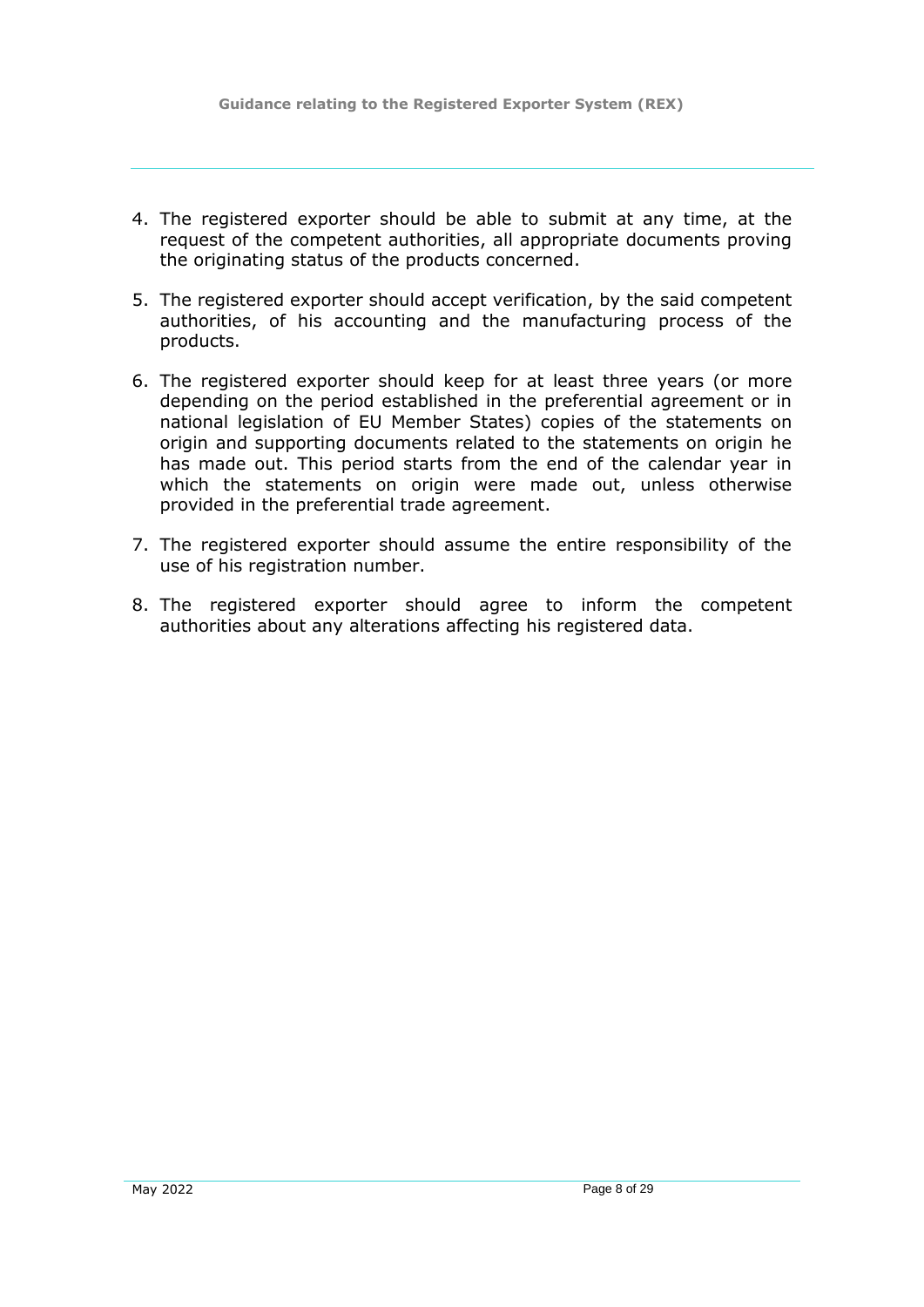4. The registered exporter should be able to submit at any time, at the request of the competent authorities, all appropriate documents proving the originating status of the products concerned.

5. The registered exporter should accept verification, by the said competent authorities, of his accounting and the manufacturing process of the products.

6. The registered exporter should keep for at least three years (or more depending on the period established in the preferential agreement or in national legislation of EU Member States) copies of the statements on origin and supporting documents related to the statements on origin he has made out. This period starts from the end of the calendar year in which the statements on origin were made out, unless otherwise provided in the preferential trade agreement.

7. The registered exporter should assume the entire responsibility of the use of his registration number.

8. The registered exporter should agree to inform the competent authorities about any alterations affecting his registered data.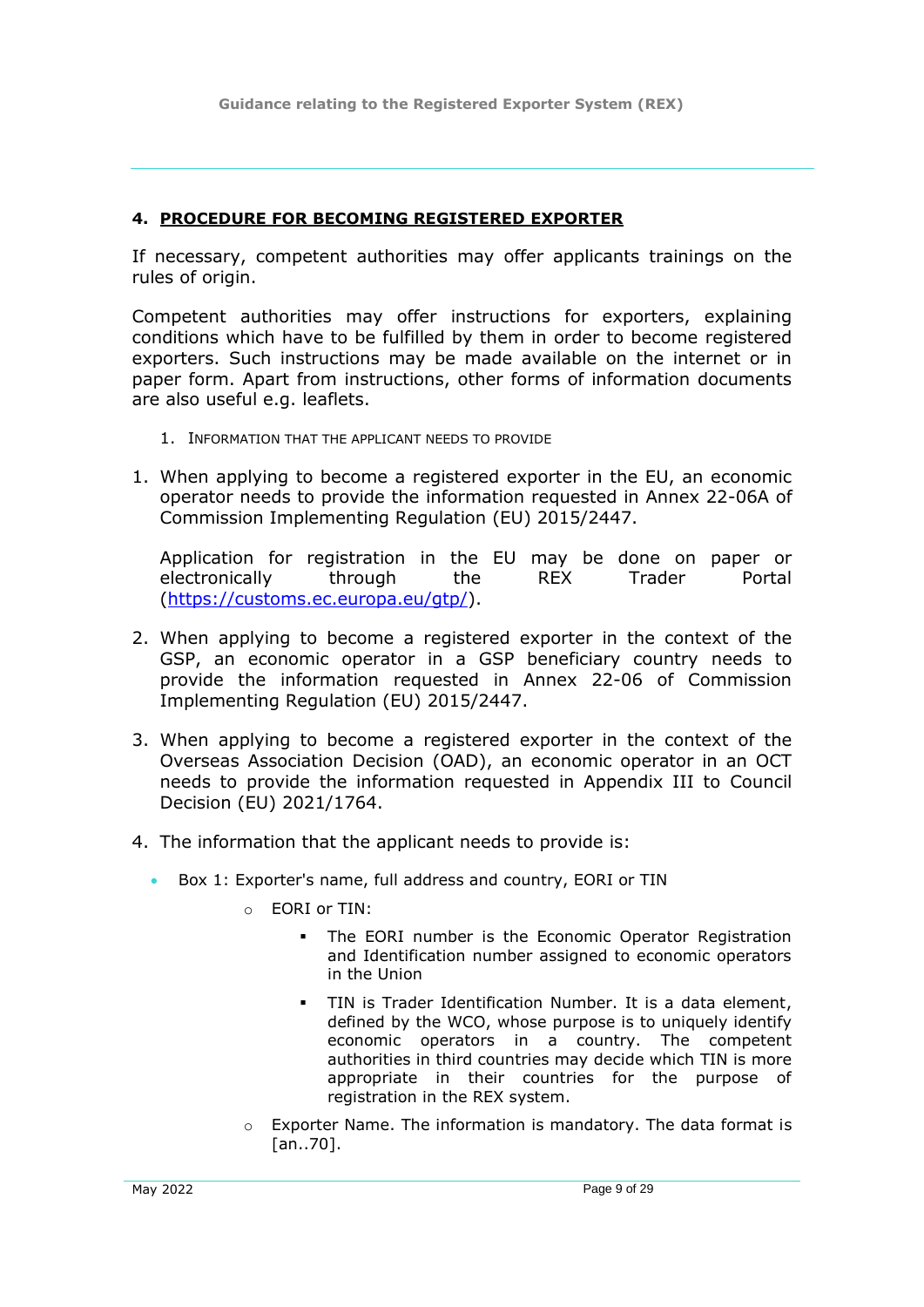## 4. PROCEDURE FOR BECOMING REGISTERED EXPORTER

If necessary, competent authorities may offer applicants trainings on the rules of origin.

Competent authorities may offer instructions for exporters, explaining conditions which have to be fulfilled by them in order to become registered exporters. Such instructions may be made available on the internet or in paper form. Apart from instructions, other forms of information documents are also useful e.g. leaflets.

### 1. INFORMATION THAT THE APPLICANT NEEDS TO PROVIDE

1. When applying to become a registered exporter in the EU, an economic operator needs to provide the information requested in Annex 22-06A of Commission Implementing Regulation (EU) 2015/2447.

   Application for registration in the EU may be done on paper or electronically through the REX Trader Portal (https://customs.ec.europa.eu/gtp/).

2. When applying to become a registered exporter in the context of the GSP, an economic operator in a GSP beneficiary country needs to provide the information requested in Annex 22-06 of Commission Implementing Regulation (EU) 2015/2447.

3. When applying to become a registered exporter in the context of the Overseas Association Decision (OAD), an economic operator in an OCT needs to provide the information requested in Appendix III to Council Decision (EU) 2021/1764.

4. The information that the applicant needs to provide is:

- Box 1: Exporter's name, full address and country, EORI or TIN
  - EORI or TIN:
    - The EORI number is the Economic Operator Registration and Identification number assigned to economic operators in the Union
    - TIN is Trader Identification Number. It is a data element, defined by the WCO, whose purpose is to uniquely identify economic operators in a country. The competent authorities in third countries may decide which TIN is more appropriate in their countries for the purpose of registration in the REX system.
  - Exporter Name. The information is mandatory. The data format is [an..70].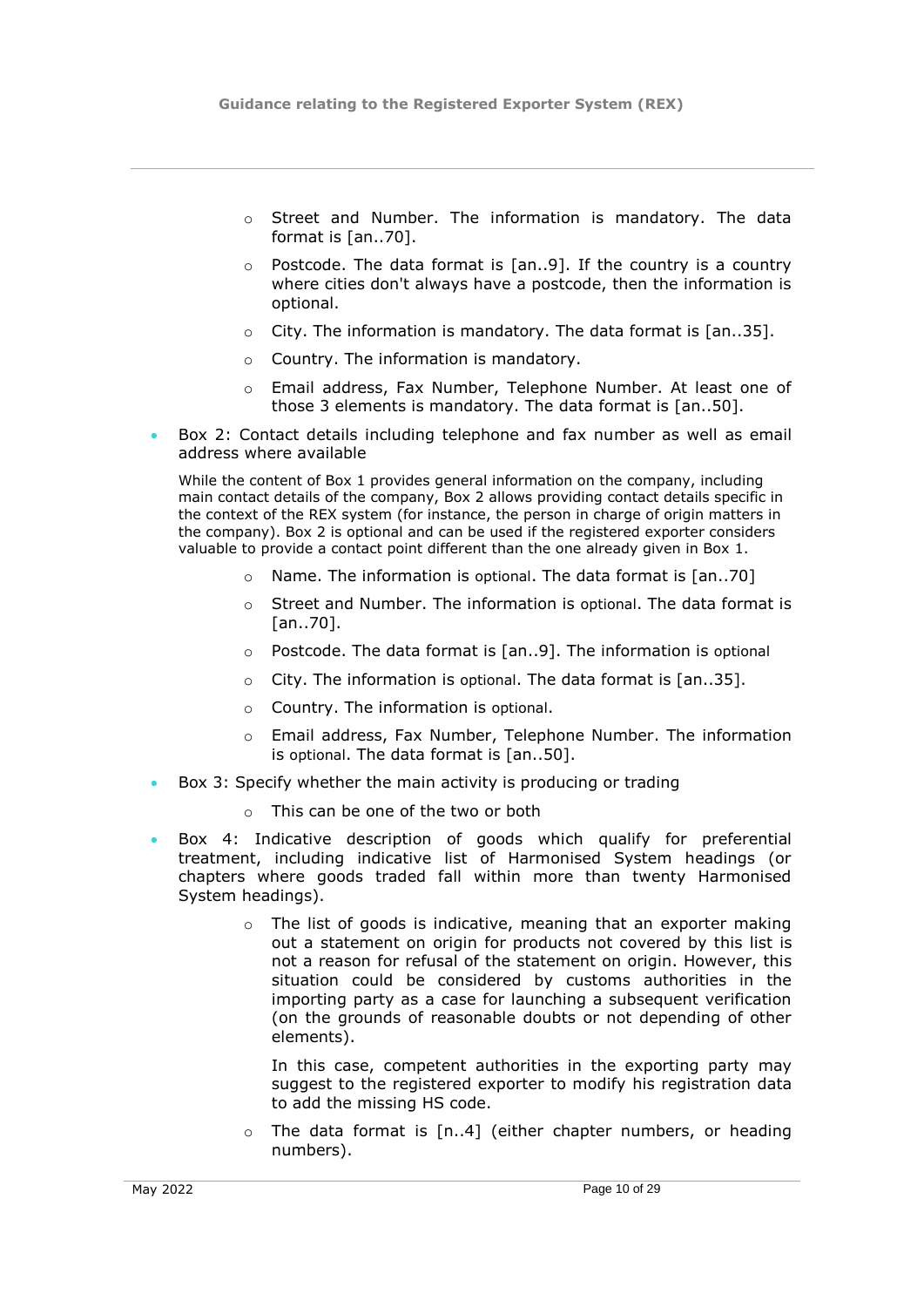- Street and Number. The information is mandatory. The data format is [an..70].
  - Postcode. The data format is [an..9]. If the country is a country where cities don't always have a postcode, then the information is optional.
  - City. The information is mandatory. The data format is [an..35].
  - Country. The information is mandatory.
  - Email address, Fax Number, Telephone Number. At least one of those 3 elements is mandatory. The data format is [an..50].

- Box 2: Contact details including telephone and fax number as well as email address where available

  While the content of Box 1 provides general information on the company, including main contact details of the company, Box 2 allows providing contact details specific in the context of the REX system (for instance, the person in charge of origin matters in the company). Box 2 is optional and can be used if the registered exporter considers valuable to provide a contact point different than the one already given in Box 1.

  - Name. The information is optional. The data format is [an..70]
  - Street and Number. The information is optional. The data format is [an..70].
  - Postcode. The data format is [an..9]. The information is optional
  - City. The information is optional. The data format is [an..35].
  - Country. The information is optional.
  - Email address, Fax Number, Telephone Number. The information is optional. The data format is [an..50].

- Box 3: Specify whether the main activity is producing or trading
  - This can be one of the two or both

- Box 4: Indicative description of goods which qualify for preferential treatment, including indicative list of Harmonised System headings (or chapters where goods traded fall within more than twenty Harmonised System headings).
  - The list of goods is indicative, meaning that an exporter making out a statement on origin for products not covered by this list is not a reason for refusal of the statement on origin. However, this situation could be considered by customs authorities in the importing party as a case for launching a subsequent verification (on the grounds of reasonable doubts or not depending of other elements).

    In this case, competent authorities in the exporting party may suggest to the registered exporter to modify his registration data to add the missing HS code.
  - The data format is [n..4] (either chapter numbers, or heading numbers).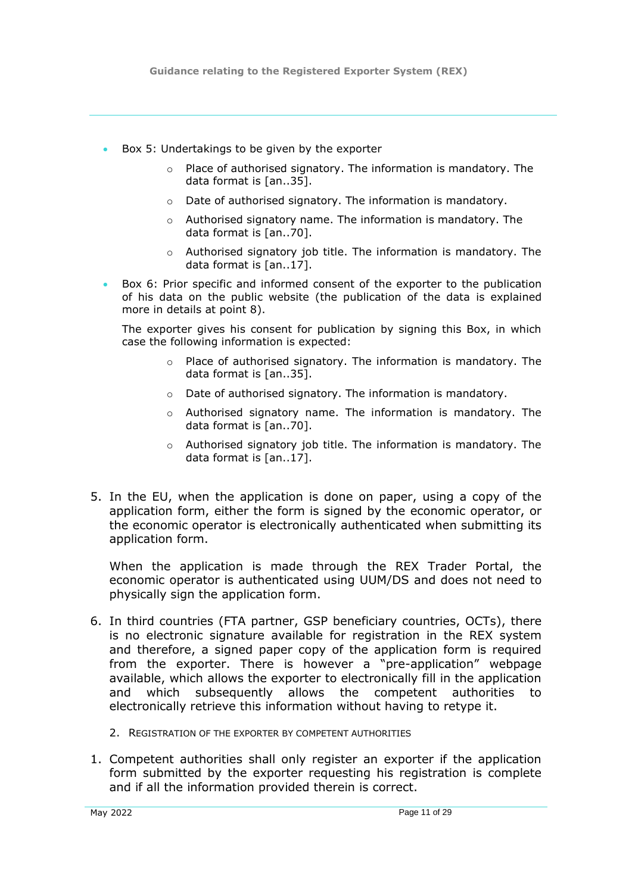- Box 5: Undertakings to be given by the exporter
    - Place of authorised signatory. The information is mandatory. The data format is [an..35].
    - Date of authorised signatory. The information is mandatory.
    - Authorised signatory name. The information is mandatory. The data format is [an..70].
    - Authorised signatory job title. The information is mandatory. The data format is [an..17].
- Box 6: Prior specific and informed consent of the exporter to the publication of his data on the public website (the publication of the data is explained more in details at point 8).

  The exporter gives his consent for publication by signing this Box, in which case the following information is expected:
    - Place of authorised signatory. The information is mandatory. The data format is [an..35].
    - Date of authorised signatory. The information is mandatory.
    - Authorised signatory name. The information is mandatory. The data format is [an..70].
    - Authorised signatory job title. The information is mandatory. The data format is [an..17].

5. In the EU, when the application is done on paper, using a copy of the application form, either the form is signed by the economic operator, or the economic operator is electronically authenticated when submitting its application form.

   When the application is made through the REX Trader Portal, the economic operator is authenticated using UUM/DS and does not need to physically sign the application form.

6. In third countries (FTA partner, GSP beneficiary countries, OCTs), there is no electronic signature available for registration in the REX system and therefore, a signed paper copy of the application form is required from the exporter. There is however a "pre-application" webpage available, which allows the exporter to electronically fill in the application and which subsequently allows the competent authorities to electronically retrieve this information without having to retype it.

### 2. Registration of the exporter by competent authorities

1. Competent authorities shall only register an exporter if the application form submitted by the exporter requesting his registration is complete and if all the information provided therein is correct.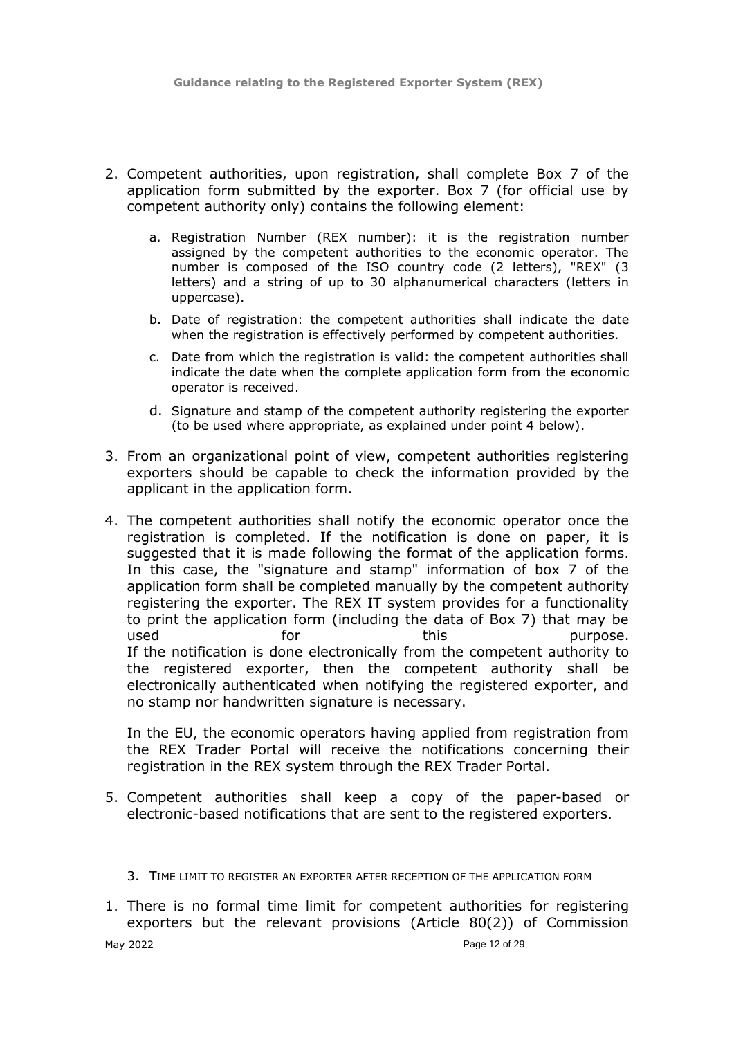2. Competent authorities, upon registration, shall complete Box 7 of the application form submitted by the exporter. Box 7 (for official use by competent authority only) contains the following element:

    a. Registration Number (REX number): it is the registration number assigned by the competent authorities to the economic operator. The number is composed of the ISO country code (2 letters), "REX" (3 letters) and a string of up to 30 alphanumerical characters (letters in uppercase).

    b. Date of registration: the competent authorities shall indicate the date when the registration is effectively performed by competent authorities.

    c. Date from which the registration is valid: the competent authorities shall indicate the date when the complete application form from the economic operator is received.

    d. Signature and stamp of the competent authority registering the exporter (to be used where appropriate, as explained under point 4 below).

3. From an organizational point of view, competent authorities registering exporters should be capable to check the information provided by the applicant in the application form.

4. The competent authorities shall notify the economic operator once the registration is completed. If the notification is done on paper, it is suggested that it is made following the format of the application forms. In this case, the "signature and stamp" information of box 7 of the application form shall be completed manually by the competent authority registering the exporter. The REX IT system provides for a functionality to print the application form (including the data of Box 7) that may be used for this purpose.
If the notification is done electronically from the competent authority to the registered exporter, then the competent authority shall be electronically authenticated when notifying the registered exporter, and no stamp nor handwritten signature is necessary.

    In the EU, the economic operators having applied from registration from the REX Trader Portal will receive the notifications concerning their registration in the REX system through the REX Trader Portal.

5. Competent authorities shall keep a copy of the paper-based or electronic-based notifications that are sent to the registered exporters.

### 3. Time limit to register an exporter after reception of the application form

1. There is no formal time limit for competent authorities for registering exporters but the relevant provisions (Article 80(2)) of Commission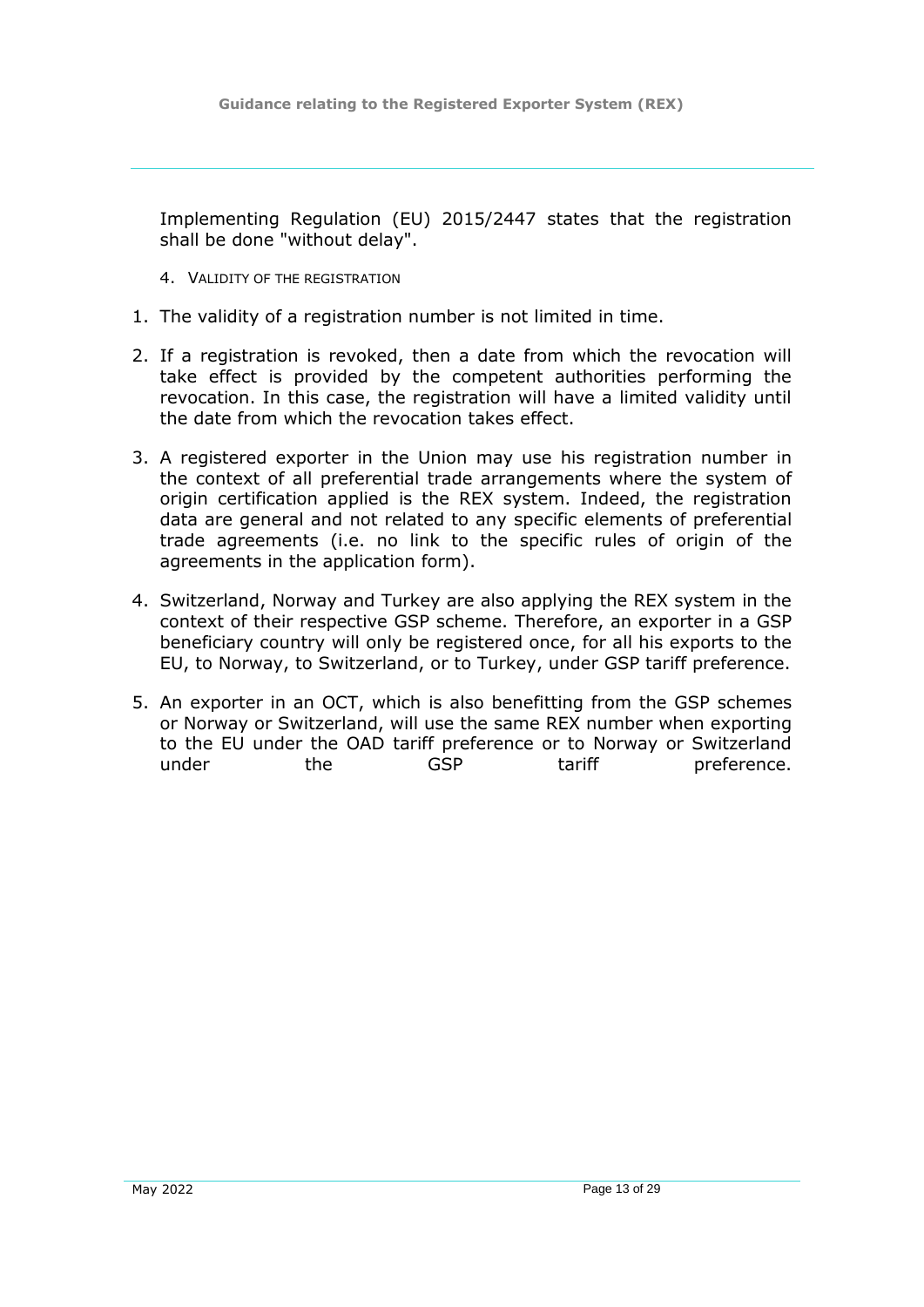Implementing Regulation (EU) 2015/2447 states that the registration shall be done "without delay".

4. VALIDITY OF THE REGISTRATION

1. The validity of a registration number is not limited in time.
2. If a registration is revoked, then a date from which the revocation will take effect is provided by the competent authorities performing the revocation. In this case, the registration will have a limited validity until the date from which the revocation takes effect.
3. A registered exporter in the Union may use his registration number in the context of all preferential trade arrangements where the system of origin certification applied is the REX system. Indeed, the registration data are general and not related to any specific elements of preferential trade agreements (i.e. no link to the specific rules of origin of the agreements in the application form).
4. Switzerland, Norway and Turkey are also applying the REX system in the context of their respective GSP scheme. Therefore, an exporter in a GSP beneficiary country will only be registered once, for all his exports to the EU, to Norway, to Switzerland, or to Turkey, under GSP tariff preference.
5. An exporter in an OCT, which is also benefitting from the GSP schemes or Norway or Switzerland, will use the same REX number when exporting to the EU under the OAD tariff preference or to Norway or Switzerland under the GSP tariff preference.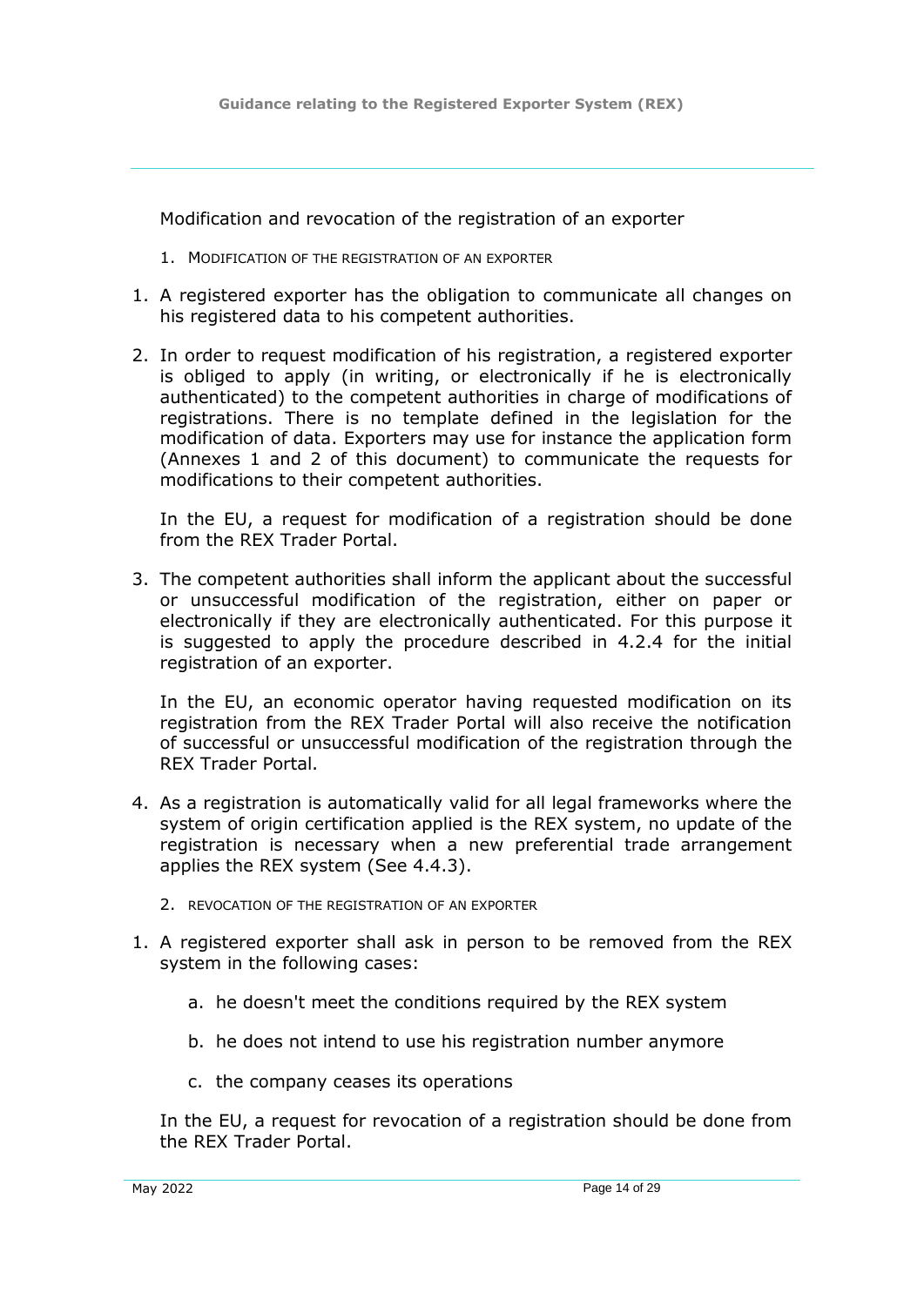## Modification and revocation of the registration of an exporter

### 1. Modification of the registration of an exporter

1. A registered exporter has the obligation to communicate all changes on his registered data to his competent authorities.

2. In order to request modification of his registration, a registered exporter is obliged to apply (in writing, or electronically if he is electronically authenticated) to the competent authorities in charge of modifications of registrations. There is no template defined in the legislation for the modification of data. Exporters may use for instance the application form (Annexes 1 and 2 of this document) to communicate the requests for modifications to their competent authorities.

   In the EU, a request for modification of a registration should be done from the REX Trader Portal.

3. The competent authorities shall inform the applicant about the successful or unsuccessful modification of the registration, either on paper or electronically if they are electronically authenticated. For this purpose it is suggested to apply the procedure described in 4.2.4 for the initial registration of an exporter.

   In the EU, an economic operator having requested modification on its registration from the REX Trader Portal will also receive the notification of successful or unsuccessful modification of the registration through the REX Trader Portal.

4. As a registration is automatically valid for all legal frameworks where the system of origin certification applied is the REX system, no update of the registration is necessary when a new preferential trade arrangement applies the REX system (See 4.4.3).

### 2. Revocation of the registration of an exporter

1. A registered exporter shall ask in person to be removed from the REX system in the following cases:

   a. he doesn't meet the conditions required by the REX system

   b. he does not intend to use his registration number anymore

   c. the company ceases its operations

   In the EU, a request for revocation of a registration should be done from the REX Trader Portal.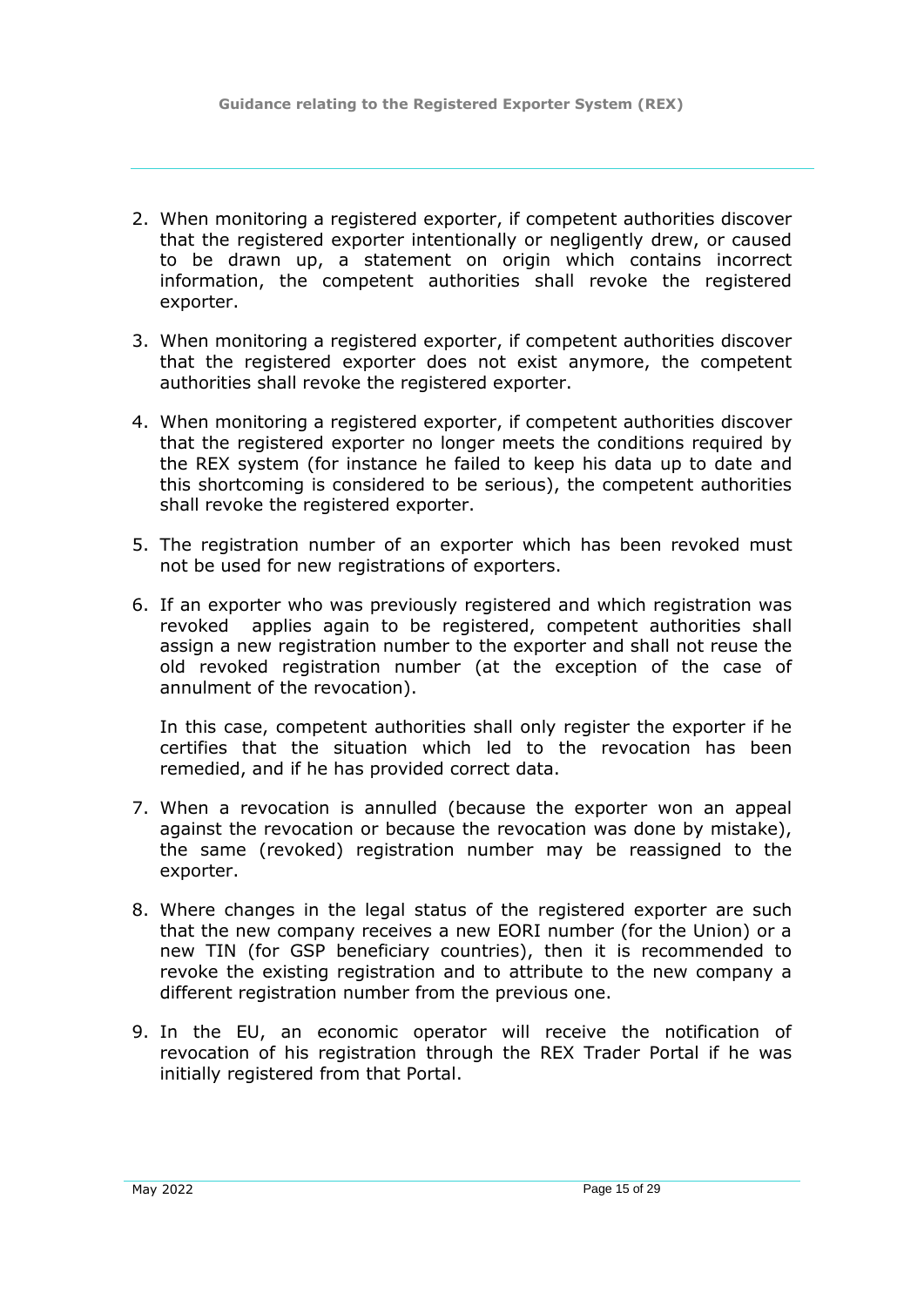2. When monitoring a registered exporter, if competent authorities discover that the registered exporter intentionally or negligently drew, or caused to be drawn up, a statement on origin which contains incorrect information, the competent authorities shall revoke the registered exporter.

3. When monitoring a registered exporter, if competent authorities discover that the registered exporter does not exist anymore, the competent authorities shall revoke the registered exporter.

4. When monitoring a registered exporter, if competent authorities discover that the registered exporter no longer meets the conditions required by the REX system (for instance he failed to keep his data up to date and this shortcoming is considered to be serious), the competent authorities shall revoke the registered exporter.

5. The registration number of an exporter which has been revoked must not be used for new registrations of exporters.

6. If an exporter who was previously registered and which registration was revoked applies again to be registered, competent authorities shall assign a new registration number to the exporter and shall not reuse the old revoked registration number (at the exception of the case of annulment of the revocation).

   In this case, competent authorities shall only register the exporter if he certifies that the situation which led to the revocation has been remedied, and if he has provided correct data.

7. When a revocation is annulled (because the exporter won an appeal against the revocation or because the revocation was done by mistake), the same (revoked) registration number may be reassigned to the exporter.

8. Where changes in the legal status of the registered exporter are such that the new company receives a new EORI number (for the Union) or a new TIN (for GSP beneficiary countries), then it is recommended to revoke the existing registration and to attribute to the new company a different registration number from the previous one.

9. In the EU, an economic operator will receive the notification of revocation of his registration through the REX Trader Portal if he was initially registered from that Portal.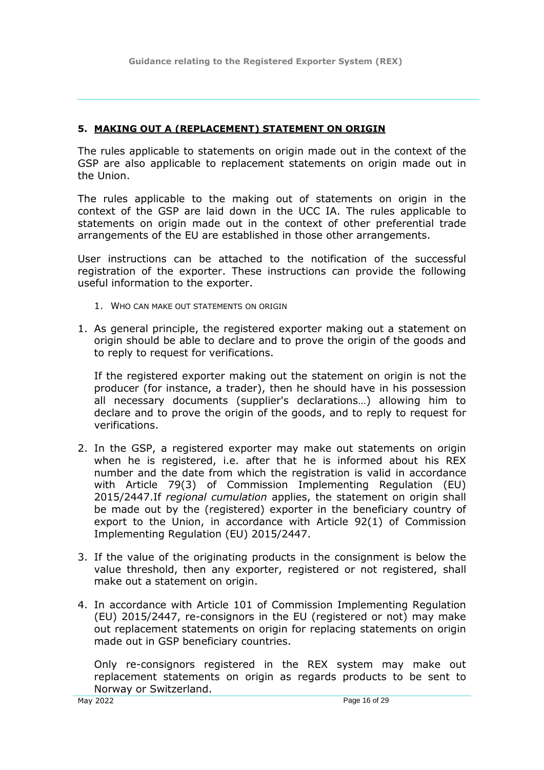## 5. MAKING OUT A (REPLACEMENT) STATEMENT ON ORIGIN

The rules applicable to statements on origin made out in the context of the GSP are also applicable to replacement statements on origin made out in the Union.

The rules applicable to the making out of statements on origin in the context of the GSP are laid down in the UCC IA. The rules applicable to statements on origin made out in the context of other preferential trade arrangements of the EU are established in those other arrangements.

User instructions can be attached to the notification of the successful registration of the exporter. These instructions can provide the following useful information to the exporter.

### 1. WHO CAN MAKE OUT STATEMENTS ON ORIGIN

1. As general principle, the registered exporter making out a statement on origin should be able to declare and to prove the origin of the goods and to reply to request for verifications.

   If the registered exporter making out the statement on origin is not the producer (for instance, a trader), then he should have in his possession all necessary documents (supplier's declarations…) allowing him to declare and to prove the origin of the goods, and to reply to request for verifications.

2. In the GSP, a registered exporter may make out statements on origin when he is registered, i.e. after that he is informed about his REX number and the date from which the registration is valid in accordance with Article 79(3) of Commission Implementing Regulation (EU) 2015/2447.If *regional cumulation* applies, the statement on origin shall be made out by the (registered) exporter in the beneficiary country of export to the Union, in accordance with Article 92(1) of Commission Implementing Regulation (EU) 2015/2447.

3. If the value of the originating products in the consignment is below the value threshold, then any exporter, registered or not registered, shall make out a statement on origin.

4. In accordance with Article 101 of Commission Implementing Regulation (EU) 2015/2447, re-consignors in the EU (registered or not) may make out replacement statements on origin for replacing statements on origin made out in GSP beneficiary countries.

   Only re-consignors registered in the REX system may make out replacement statements on origin as regards products to be sent to Norway or Switzerland.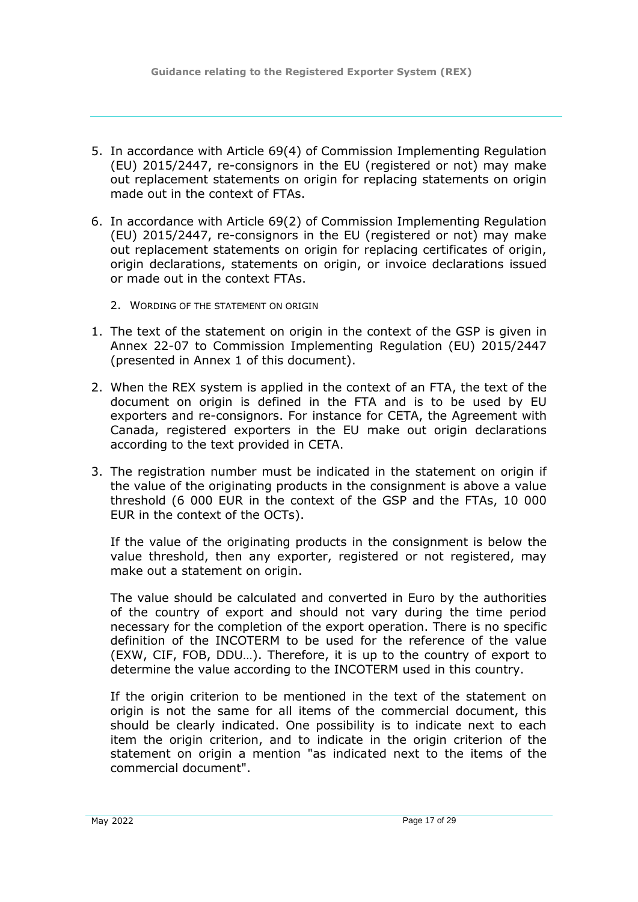5. In accordance with Article 69(4) of Commission Implementing Regulation (EU) 2015/2447, re-consignors in the EU (registered or not) may make out replacement statements on origin for replacing statements on origin made out in the context of FTAs.

6. In accordance with Article 69(2) of Commission Implementing Regulation (EU) 2015/2447, re-consignors in the EU (registered or not) may make out replacement statements on origin for replacing certificates of origin, origin declarations, statements on origin, or invoice declarations issued or made out in the context FTAs.

### 2. Wording of the statement on origin

1. The text of the statement on origin in the context of the GSP is given in Annex 22-07 to Commission Implementing Regulation (EU) 2015/2447 (presented in Annex 1 of this document).

2. When the REX system is applied in the context of an FTA, the text of the document on origin is defined in the FTA and is to be used by EU exporters and re-consignors. For instance for CETA, the Agreement with Canada, registered exporters in the EU make out origin declarations according to the text provided in CETA.

3. The registration number must be indicated in the statement on origin if the value of the originating products in the consignment is above a value threshold (6 000 EUR in the context of the GSP and the FTAs, 10 000 EUR in the context of the OCTs).

   If the value of the originating products in the consignment is below the value threshold, then any exporter, registered or not registered, may make out a statement on origin.

   The value should be calculated and converted in Euro by the authorities of the country of export and should not vary during the time period necessary for the completion of the export operation. There is no specific definition of the INCOTERM to be used for the reference of the value (EXW, CIF, FOB, DDU…). Therefore, it is up to the country of export to determine the value according to the INCOTERM used in this country.

   If the origin criterion to be mentioned in the text of the statement on origin is not the same for all items of the commercial document, this should be clearly indicated. One possibility is to indicate next to each item the origin criterion, and to indicate in the origin criterion of the statement on origin a mention "as indicated next to the items of the commercial document".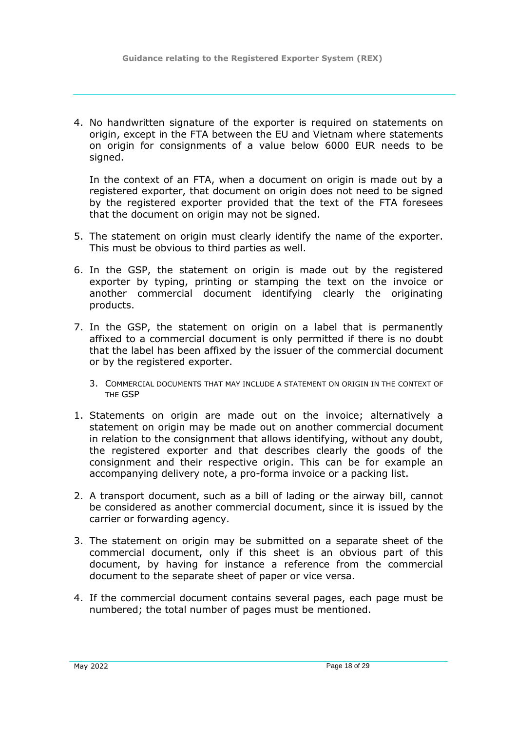4. No handwritten signature of the exporter is required on statements on origin, except in the FTA between the EU and Vietnam where statements on origin for consignments of a value below 6000 EUR needs to be signed.

   In the context of an FTA, when a document on origin is made out by a registered exporter, that document on origin does not need to be signed by the registered exporter provided that the text of the FTA foresees that the document on origin may not be signed.

5. The statement on origin must clearly identify the name of the exporter. This must be obvious to third parties as well.

6. In the GSP, the statement on origin is made out by the registered exporter by typing, printing or stamping the text on the invoice or another commercial document identifying clearly the originating products.

7. In the GSP, the statement on origin on a label that is permanently affixed to a commercial document is only permitted if there is no doubt that the label has been affixed by the issuer of the commercial document or by the registered exporter.

### 3. Commercial documents that may include a statement on origin in the context of the GSP

1. Statements on origin are made out on the invoice; alternatively a statement on origin may be made out on another commercial document in relation to the consignment that allows identifying, without any doubt, the registered exporter and that describes clearly the goods of the consignment and their respective origin. This can be for example an accompanying delivery note, a pro-forma invoice or a packing list.

2. A transport document, such as a bill of lading or the airway bill, cannot be considered as another commercial document, since it is issued by the carrier or forwarding agency.

3. The statement on origin may be submitted on a separate sheet of the commercial document, only if this sheet is an obvious part of this document, by having for instance a reference from the commercial document to the separate sheet of paper or vice versa.

4. If the commercial document contains several pages, each page must be numbered; the total number of pages must be mentioned.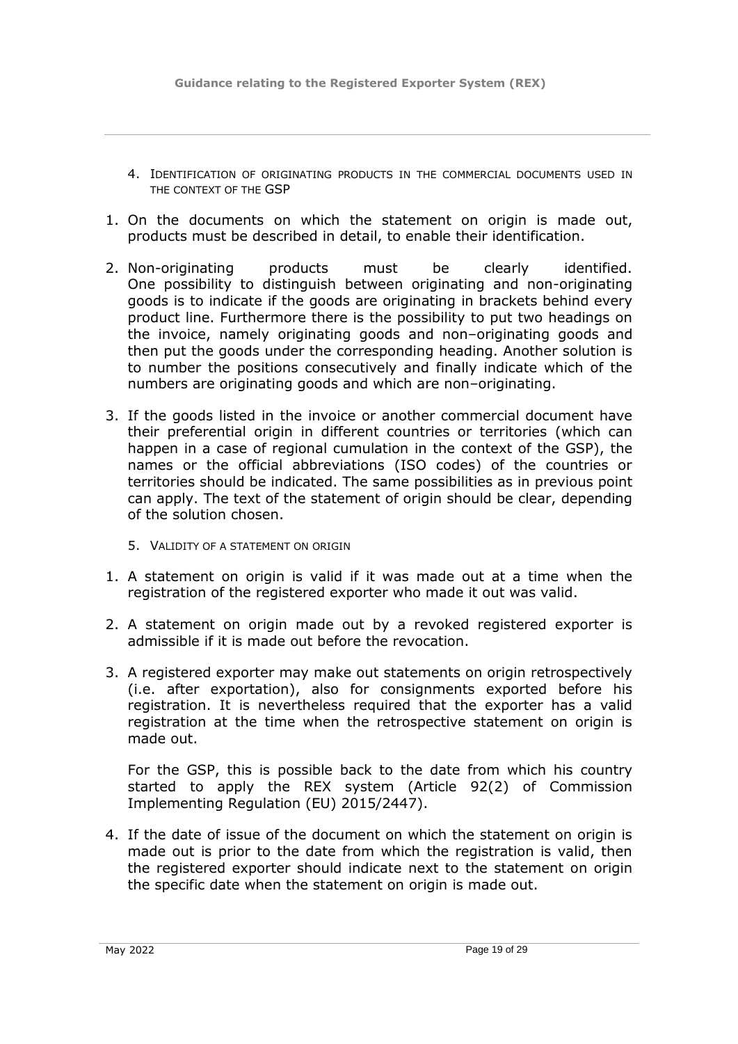## 4. Identification of originating products in the commercial documents used in the context of the GSP

1. On the documents on which the statement on origin is made out, products must be described in detail, to enable their identification.
2. Non-originating products must be clearly identified. One possibility to distinguish between originating and non-originating goods is to indicate if the goods are originating in brackets behind every product line. Furthermore there is the possibility to put two headings on the invoice, namely originating goods and non–originating goods and then put the goods under the corresponding heading. Another solution is to number the positions consecutively and finally indicate which of the numbers are originating goods and which are non–originating.
3. If the goods listed in the invoice or another commercial document have their preferential origin in different countries or territories (which can happen in a case of regional cumulation in the context of the GSP), the names or the official abbreviations (ISO codes) of the countries or territories should be indicated. The same possibilities as in previous point can apply. The text of the statement of origin should be clear, depending of the solution chosen.

## 5. Validity of a statement on origin

1. A statement on origin is valid if it was made out at a time when the registration of the registered exporter who made it out was valid.
2. A statement on origin made out by a revoked registered exporter is admissible if it is made out before the revocation.
3. A registered exporter may make out statements on origin retrospectively (i.e. after exportation), also for consignments exported before his registration. It is nevertheless required that the exporter has a valid registration at the time when the retrospective statement on origin is made out.

   For the GSP, this is possible back to the date from which his country started to apply the REX system (Article 92(2) of Commission Implementing Regulation (EU) 2015/2447).
4. If the date of issue of the document on which the statement on origin is made out is prior to the date from which the registration is valid, then the registered exporter should indicate next to the statement on origin the specific date when the statement on origin is made out.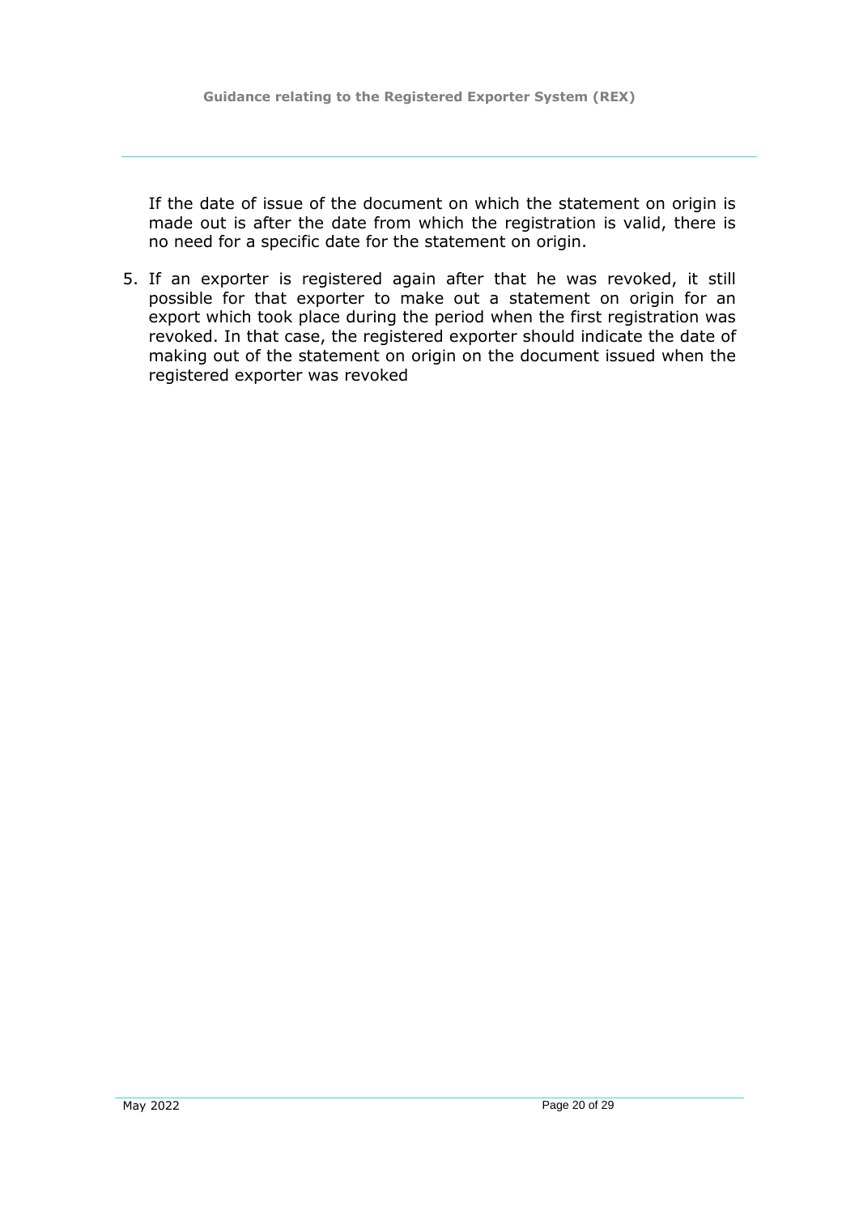If the date of issue of the document on which the statement on origin is made out is after the date from which the registration is valid, there is no need for a specific date for the statement on origin.

5. If an exporter is registered again after that he was revoked, it still possible for that exporter to make out a statement on origin for an export which took place during the period when the first registration was revoked. In that case, the registered exporter should indicate the date of making out of the statement on origin on the document issued when the registered exporter was revoked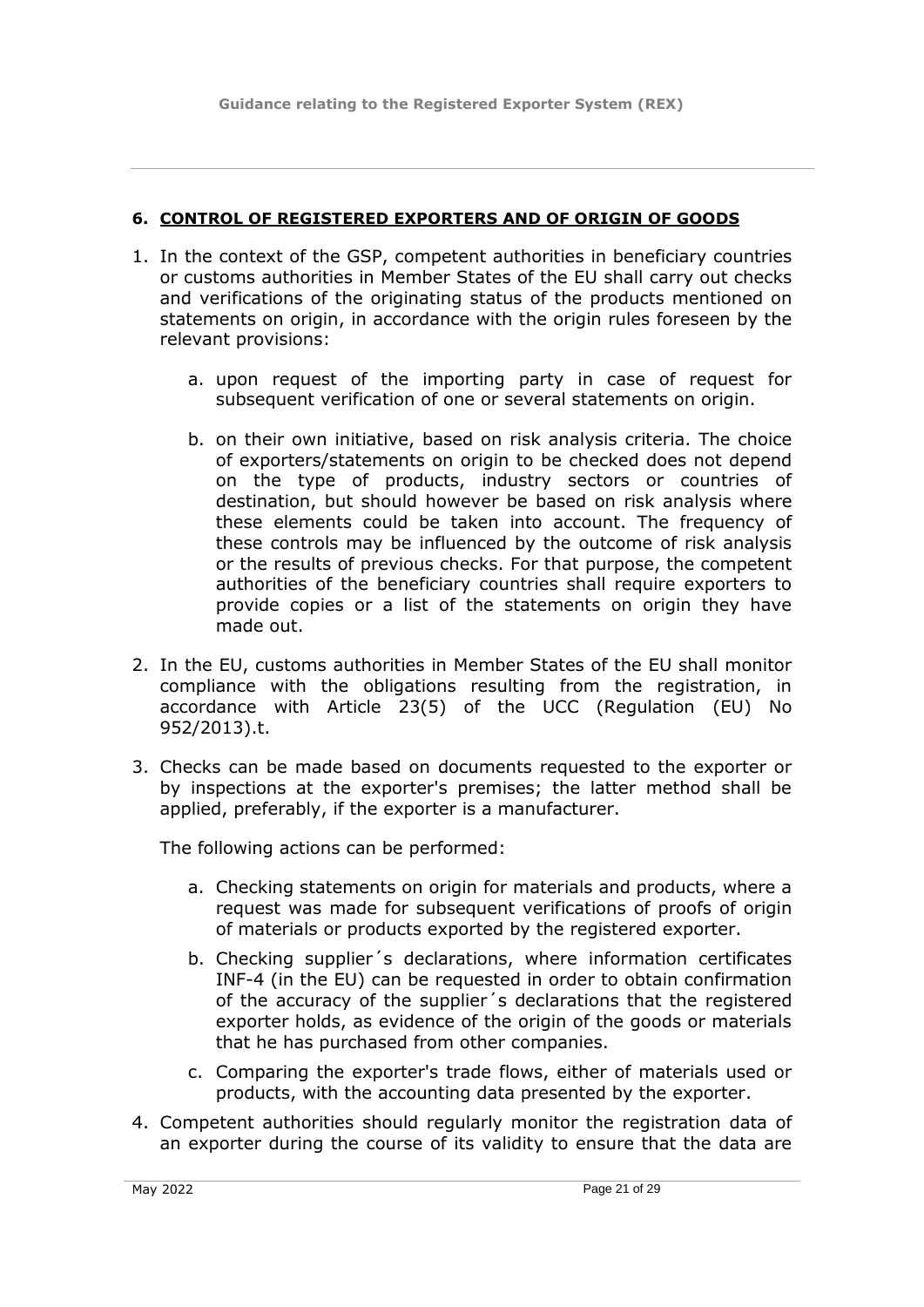## 6. CONTROL OF REGISTERED EXPORTERS AND OF ORIGIN OF GOODS

1. In the context of the GSP, competent authorities in beneficiary countries or customs authorities in Member States of the EU shall carry out checks and verifications of the originating status of the products mentioned on statements on origin, in accordance with the origin rules foreseen by the relevant provisions:

   a. upon request of the importing party in case of request for subsequent verification of one or several statements on origin.

   b. on their own initiative, based on risk analysis criteria. The choice of exporters/statements on origin to be checked does not depend on the type of products, industry sectors or countries of destination, but should however be based on risk analysis where these elements could be taken into account. The frequency of these controls may be influenced by the outcome of risk analysis or the results of previous checks. For that purpose, the competent authorities of the beneficiary countries shall require exporters to provide copies or a list of the statements on origin they have made out.

2. In the EU, customs authorities in Member States of the EU shall monitor compliance with the obligations resulting from the registration, in accordance with Article 23(5) of the UCC (Regulation (EU) No 952/2013).t.

3. Checks can be made based on documents requested to the exporter or by inspections at the exporter's premises; the latter method shall be applied, preferably, if the exporter is a manufacturer.

   The following actions can be performed:

   a. Checking statements on origin for materials and products, where a request was made for subsequent verifications of proofs of origin of materials or products exported by the registered exporter.

   b. Checking supplier´s declarations, where information certificates INF-4 (in the EU) can be requested in order to obtain confirmation of the accuracy of the supplier´s declarations that the registered exporter holds, as evidence of the origin of the goods or materials that he has purchased from other companies.

   c. Comparing the exporter's trade flows, either of materials used or products, with the accounting data presented by the exporter.

4. Competent authorities should regularly monitor the registration data of an exporter during the course of its validity to ensure that the data are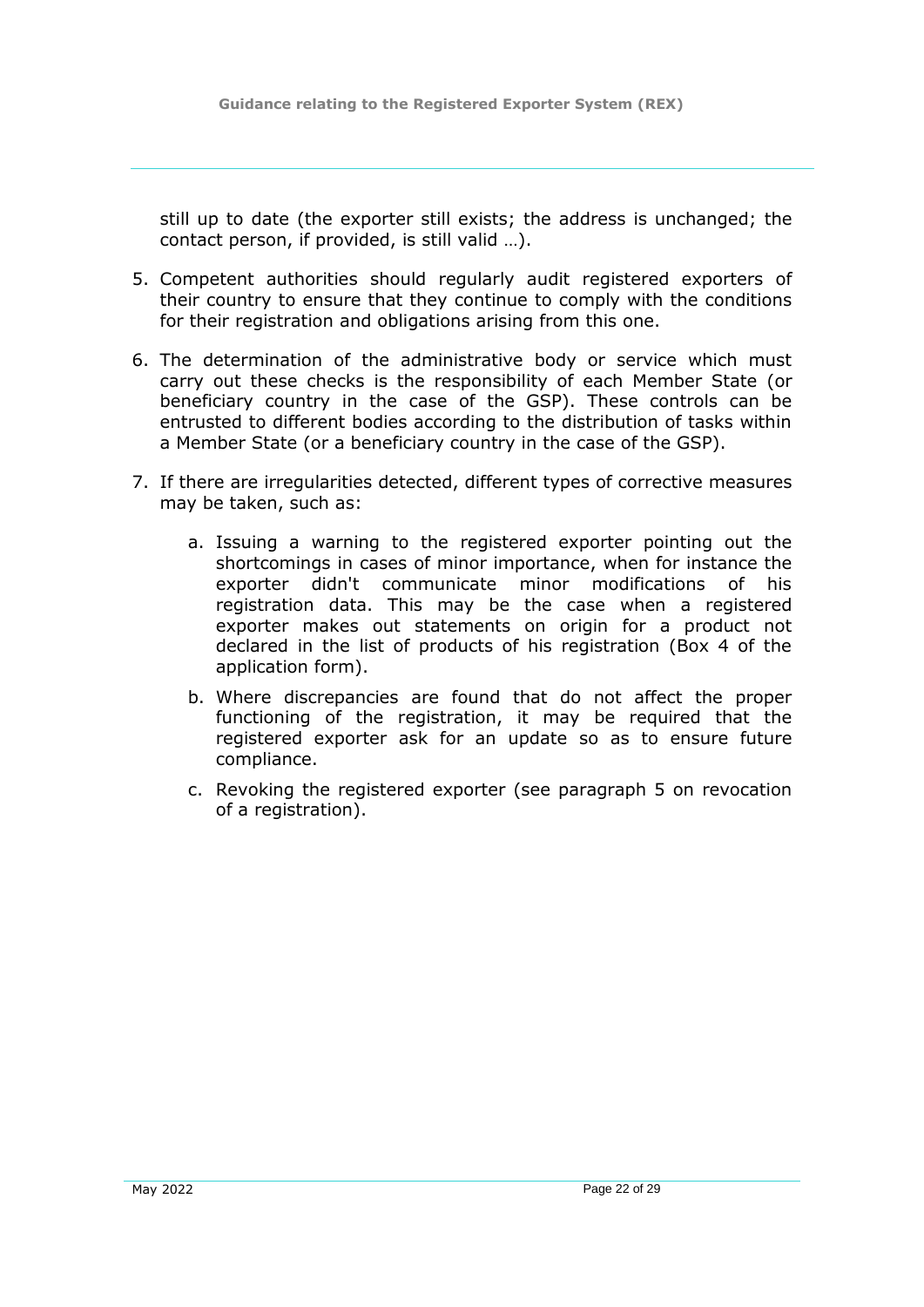still up to date (the exporter still exists; the address is unchanged; the contact person, if provided, is still valid …).

5. Competent authorities should regularly audit registered exporters of their country to ensure that they continue to comply with the conditions for their registration and obligations arising from this one.

6. The determination of the administrative body or service which must carry out these checks is the responsibility of each Member State (or beneficiary country in the case of the GSP). These controls can be entrusted to different bodies according to the distribution of tasks within a Member State (or a beneficiary country in the case of the GSP).

7. If there are irregularities detected, different types of corrective measures may be taken, such as:

    a. Issuing a warning to the registered exporter pointing out the shortcomings in cases of minor importance, when for instance the exporter didn't communicate minor modifications of his registration data. This may be the case when a registered exporter makes out statements on origin for a product not declared in the list of products of his registration (Box 4 of the application form).

    b. Where discrepancies are found that do not affect the proper functioning of the registration, it may be required that the registered exporter ask for an update so as to ensure future compliance.

    c. Revoking the registered exporter (see paragraph 5 on revocation of a registration).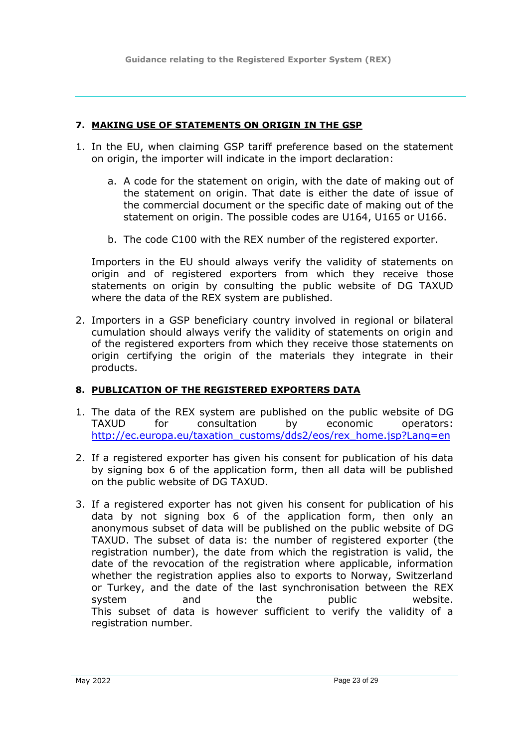## 7. MAKING USE OF STATEMENTS ON ORIGIN IN THE GSP

1. In the EU, when claiming GSP tariff preference based on the statement on origin, the importer will indicate in the import declaration:

   a. A code for the statement on origin, with the date of making out of the statement on origin. That date is either the date of issue of the commercial document or the specific date of making out of the statement on origin. The possible codes are U164, U165 or U166.

   b. The code C100 with the REX number of the registered exporter.

   Importers in the EU should always verify the validity of statements on origin and of registered exporters from which they receive those statements on origin by consulting the public website of DG TAXUD where the data of the REX system are published.

2. Importers in a GSP beneficiary country involved in regional or bilateral cumulation should always verify the validity of statements on origin and of the registered exporters from which they receive those statements on origin certifying the origin of the materials they integrate in their products.

## 8. PUBLICATION OF THE REGISTERED EXPORTERS DATA

1. The data of the REX system are published on the public website of DG TAXUD for consultation by economic operators: [http://ec.europa.eu/taxation_customs/dds2/eos/rex_home.jsp?Lang=en](http://ec.europa.eu/taxation_customs/dds2/eos/rex_home.jsp?Lang=en)

2. If a registered exporter has given his consent for publication of his data by signing box 6 of the application form, then all data will be published on the public website of DG TAXUD.

3. If a registered exporter has not given his consent for publication of his data by not signing box 6 of the application form, then only an anonymous subset of data will be published on the public website of DG TAXUD. The subset of data is: the number of registered exporter (the registration number), the date from which the registration is valid, the date of the revocation of the registration where applicable, information whether the registration applies also to exports to Norway, Switzerland or Turkey, and the date of the last synchronisation between the REX system and the public website.
   This subset of data is however sufficient to verify the validity of a registration number.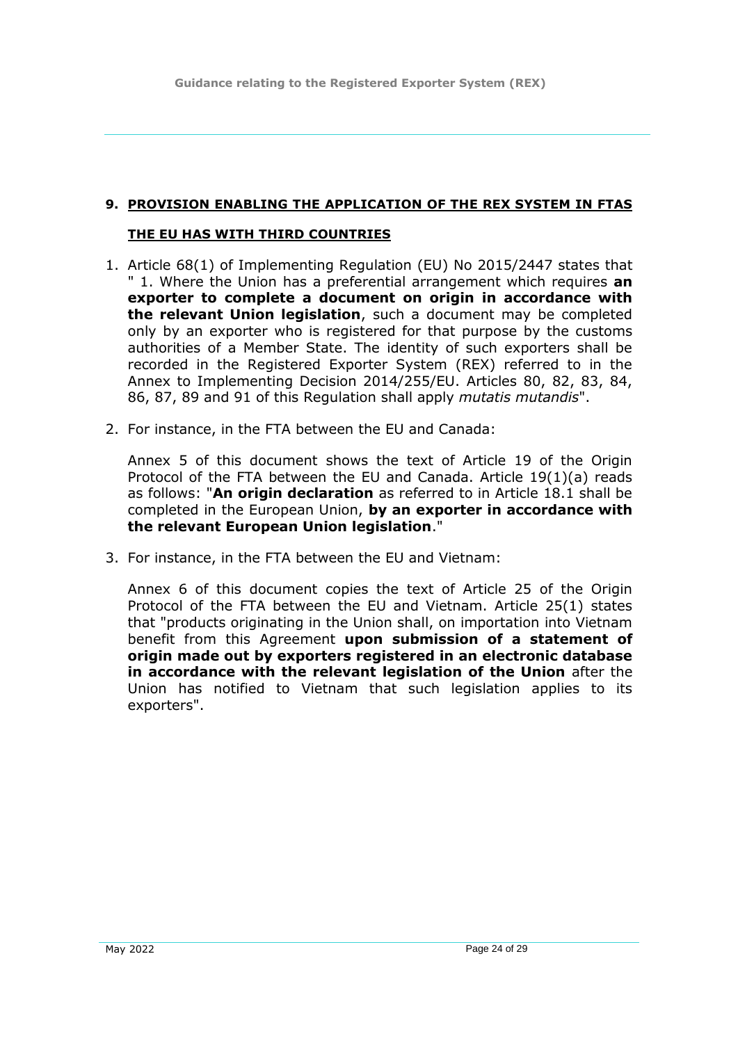## 9. PROVISION ENABLING THE APPLICATION OF THE REX SYSTEM IN FTAS THE EU HAS WITH THIRD COUNTRIES

1. Article 68(1) of Implementing Regulation (EU) No 2015/2447 states that " 1. Where the Union has a preferential arrangement which requires **an exporter to complete a document on origin in accordance with the relevant Union legislation**, such a document may be completed only by an exporter who is registered for that purpose by the customs authorities of a Member State. The identity of such exporters shall be recorded in the Registered Exporter System (REX) referred to in the Annex to Implementing Decision 2014/255/EU. Articles 80, 82, 83, 84, 86, 87, 89 and 91 of this Regulation shall apply *mutatis mutandis*".

2. For instance, in the FTA between the EU and Canada:

   Annex 5 of this document shows the text of Article 19 of the Origin Protocol of the FTA between the EU and Canada. Article 19(1)(a) reads as follows: "**An origin declaration** as referred to in Article 18.1 shall be completed in the European Union, **by an exporter in accordance with the relevant European Union legislation**."

3. For instance, in the FTA between the EU and Vietnam:

   Annex 6 of this document copies the text of Article 25 of the Origin Protocol of the FTA between the EU and Vietnam. Article 25(1) states that "products originating in the Union shall, on importation into Vietnam benefit from this Agreement **upon submission of a statement of origin made out by exporters registered in an electronic database in accordance with the relevant legislation of the Union** after the Union has notified to Vietnam that such legislation applies to its exporters".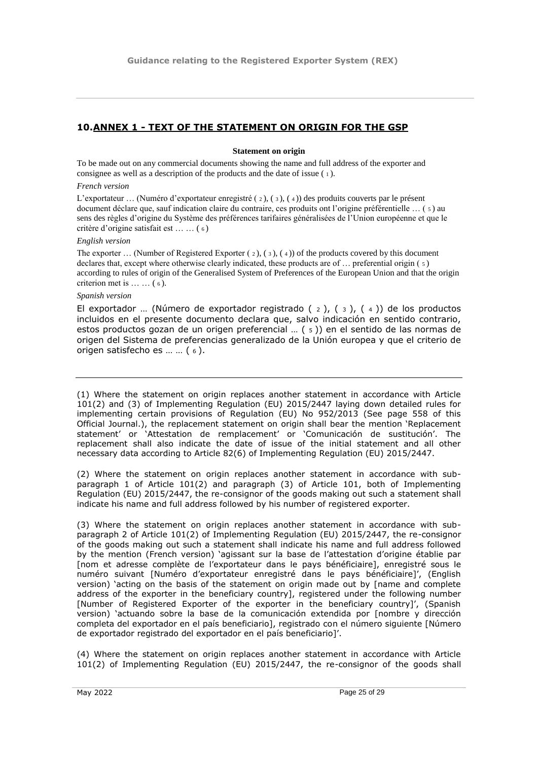## 10. ANNEX 1 - TEXT OF THE STATEMENT ON ORIGIN FOR THE GSP

**Statement on origin**

To be made out on any commercial documents showing the name and full address of the exporter and consignee as well as a description of the products and the date of issue (1).

*French version*

L'exportateur … (Numéro d'exportateur enregistré (2), (3), (4)) des produits couverts par le présent document déclare que, sauf indication claire du contraire, ces produits ont l'origine préférentielle … (5) au sens des règles d'origine du Système des préférences tarifaires généralisées de l'Union européenne et que le critère d'origine satisfait est … … (6)

*English version*

The exporter … (Number of Registered Exporter (2), (3), (4)) of the products covered by this document declares that, except where otherwise clearly indicated, these products are of … preferential origin (5) according to rules of origin of the Generalised System of Preferences of the European Union and that the origin criterion met is … … (6).

*Spanish version*

El exportador … (Número de exportador registrado (2), (3), (4)) de los productos incluidos en el presente documento declara que, salvo indicación en sentido contrario, estos productos gozan de un origen preferencial … (5)) en el sentido de las normas de origen del Sistema de preferencias generalizado de la Unión europea y que el criterio de origen satisfecho es … … (6).

---

(1) Where the statement on origin replaces another statement in accordance with Article 101(2) and (3) of Implementing Regulation (EU) 2015/2447 laying down detailed rules for implementing certain provisions of Regulation (EU) No 952/2013 (See page 558 of this Official Journal.), the replacement statement on origin shall bear the mention 'Replacement statement' or 'Attestation de remplacement' or 'Comunicación de sustitución'. The replacement shall also indicate the date of issue of the initial statement and all other necessary data according to Article 82(6) of Implementing Regulation (EU) 2015/2447.

(2) Where the statement on origin replaces another statement in accordance with sub-paragraph 1 of Article 101(2) and paragraph (3) of Article 101, both of Implementing Regulation (EU) 2015/2447, the re-consignor of the goods making out such a statement shall indicate his name and full address followed by his number of registered exporter.

(3) Where the statement on origin replaces another statement in accordance with sub-paragraph 2 of Article 101(2) of Implementing Regulation (EU) 2015/2447, the re-consignor of the goods making out such a statement shall indicate his name and full address followed by the mention (French version) 'agissant sur la base de l'attestation d'origine établie par [nom et adresse complète de l'exportateur dans le pays bénéficiaire], enregistré sous le numéro suivant [Numéro d'exportateur enregistré dans le pays bénéficiaire]', (English version) 'acting on the basis of the statement on origin made out by [name and complete address of the exporter in the beneficiary country], registered under the following number [Number of Registered Exporter of the exporter in the beneficiary country]', (Spanish version) 'actuando sobre la base de la comunicación extendida por [nombre y dirección completa del exportador en el país beneficiario], registrado con el número siguiente [Número de exportador registrado del exportador en el país beneficiario]'.

(4) Where the statement on origin replaces another statement in accordance with Article 101(2) of Implementing Regulation (EU) 2015/2447, the re-consignor of the goods shall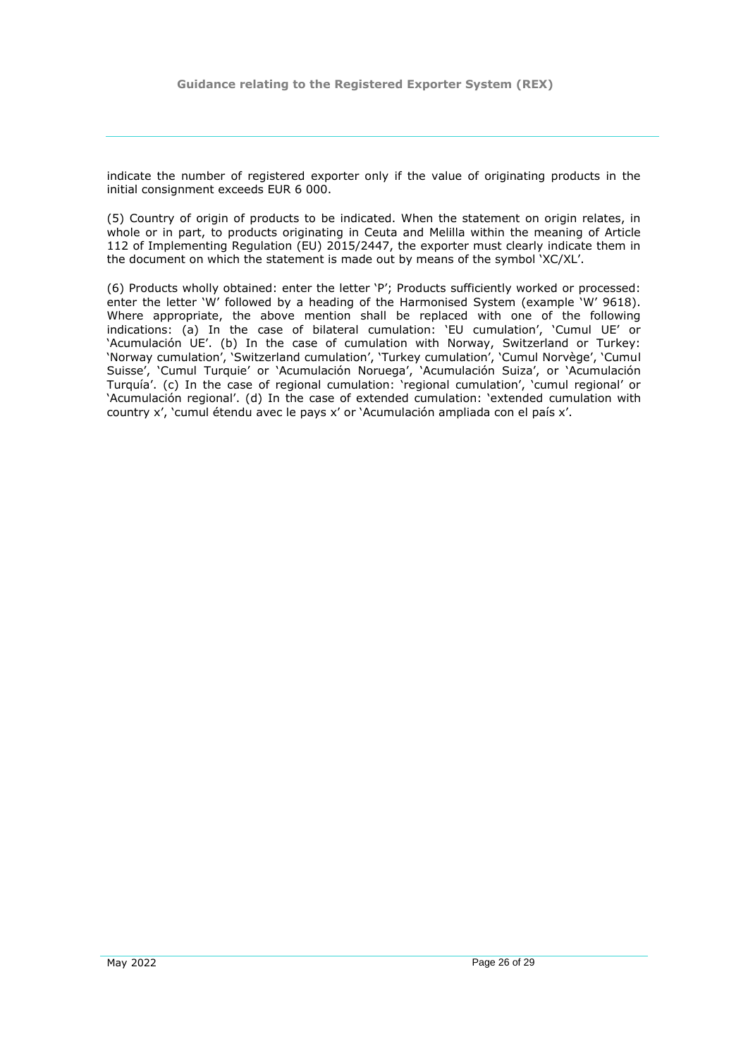indicate the number of registered exporter only if the value of originating products in the initial consignment exceeds EUR 6 000.

(5) Country of origin of products to be indicated. When the statement on origin relates, in whole or in part, to products originating in Ceuta and Melilla within the meaning of Article 112 of Implementing Regulation (EU) 2015/2447, the exporter must clearly indicate them in the document on which the statement is made out by means of the symbol 'XC/XL'.

(6) Products wholly obtained: enter the letter 'P'; Products sufficiently worked or processed: enter the letter 'W' followed by a heading of the Harmonised System (example 'W' 9618). Where appropriate, the above mention shall be replaced with one of the following indications: (a) In the case of bilateral cumulation: 'EU cumulation', 'Cumul UE' or 'Acumulación UE'. (b) In the case of cumulation with Norway, Switzerland or Turkey: 'Norway cumulation', 'Switzerland cumulation', 'Turkey cumulation', 'Cumul Norvège', 'Cumul Suisse', 'Cumul Turquie' or 'Acumulación Noruega', 'Acumulación Suiza', or 'Acumulación Turquía'. (c) In the case of regional cumulation: 'regional cumulation', 'cumul regional' or 'Acumulación regional'. (d) In the case of extended cumulation: 'extended cumulation with country x', 'cumul étendu avec le pays x' or 'Acumulación ampliada con el país x'.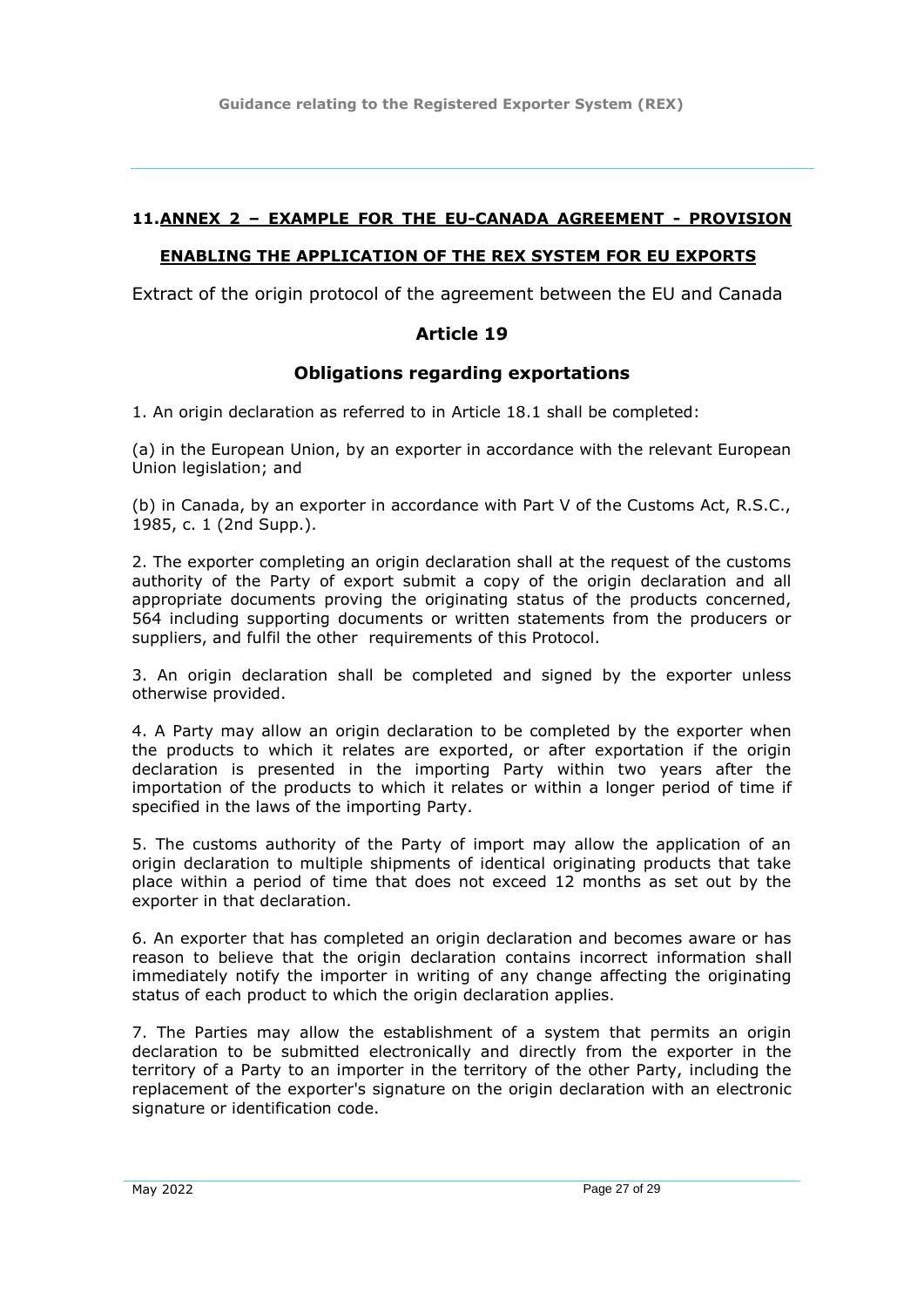## 11. ANNEX 2 – EXAMPLE FOR THE EU-CANADA AGREEMENT - PROVISION ENABLING THE APPLICATION OF THE REX SYSTEM FOR EU EXPORTS

Extract of the origin protocol of the agreement between the EU and Canada

### Article 19

### Obligations regarding exportations

1. An origin declaration as referred to in Article 18.1 shall be completed:

(a) in the European Union, by an exporter in accordance with the relevant European Union legislation; and

(b) in Canada, by an exporter in accordance with Part V of the Customs Act, R.S.C., 1985, c. 1 (2nd Supp.).

2. The exporter completing an origin declaration shall at the request of the customs authority of the Party of export submit a copy of the origin declaration and all appropriate documents proving the originating status of the products concerned, 564 including supporting documents or written statements from the producers or suppliers, and fulfil the other requirements of this Protocol.

3. An origin declaration shall be completed and signed by the exporter unless otherwise provided.

4. A Party may allow an origin declaration to be completed by the exporter when the products to which it relates are exported, or after exportation if the origin declaration is presented in the importing Party within two years after the importation of the products to which it relates or within a longer period of time if specified in the laws of the importing Party.

5. The customs authority of the Party of import may allow the application of an origin declaration to multiple shipments of identical originating products that take place within a period of time that does not exceed 12 months as set out by the exporter in that declaration.

6. An exporter that has completed an origin declaration and becomes aware or has reason to believe that the origin declaration contains incorrect information shall immediately notify the importer in writing of any change affecting the originating status of each product to which the origin declaration applies.

7. The Parties may allow the establishment of a system that permits an origin declaration to be submitted electronically and directly from the exporter in the territory of a Party to an importer in the territory of the other Party, including the replacement of the exporter's signature on the origin declaration with an electronic signature or identification code.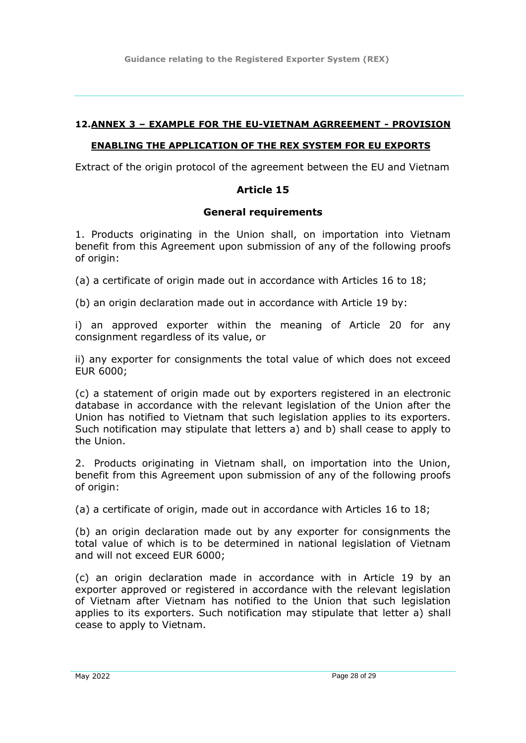## 12. ANNEX 3 – EXAMPLE FOR THE EU-VIETNAM AGRREEMENT - PROVISION ENABLING THE APPLICATION OF THE REX SYSTEM FOR EU EXPORTS

Extract of the origin protocol of the agreement between the EU and Vietnam

### Article 15

### General requirements

1. Products originating in the Union shall, on importation into Vietnam benefit from this Agreement upon submission of any of the following proofs of origin:

(a) a certificate of origin made out in accordance with Articles 16 to 18;

(b) an origin declaration made out in accordance with Article 19 by:

i) an approved exporter within the meaning of Article 20 for any consignment regardless of its value, or

ii) any exporter for consignments the total value of which does not exceed EUR 6000;

(c) a statement of origin made out by exporters registered in an electronic database in accordance with the relevant legislation of the Union after the Union has notified to Vietnam that such legislation applies to its exporters. Such notification may stipulate that letters a) and b) shall cease to apply to the Union.

2. Products originating in Vietnam shall, on importation into the Union, benefit from this Agreement upon submission of any of the following proofs of origin:

(a) a certificate of origin, made out in accordance with Articles 16 to 18;

(b) an origin declaration made out by any exporter for consignments the total value of which is to be determined in national legislation of Vietnam and will not exceed EUR 6000;

(c) an origin declaration made in accordance with in Article 19 by an exporter approved or registered in accordance with the relevant legislation of Vietnam after Vietnam has notified to the Union that such legislation applies to its exporters. Such notification may stipulate that letter a) shall cease to apply to Vietnam.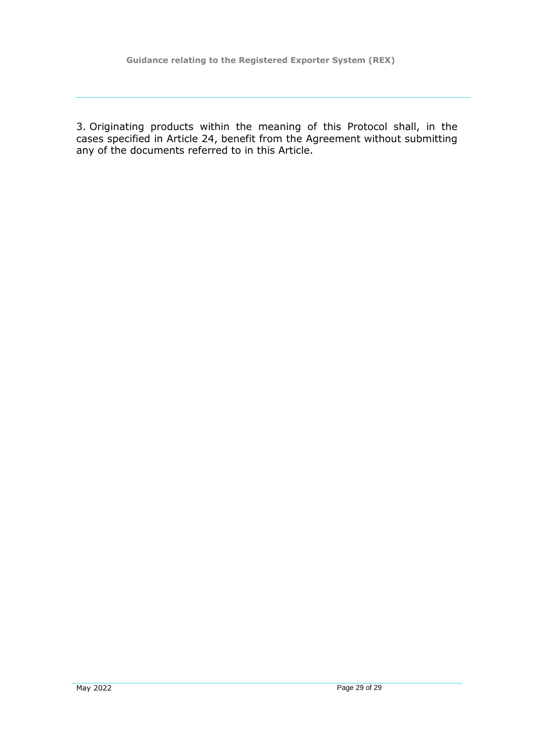3. Originating products within the meaning of this Protocol shall, in the cases specified in Article 24, benefit from the Agreement without submitting any of the documents referred to in this Article.